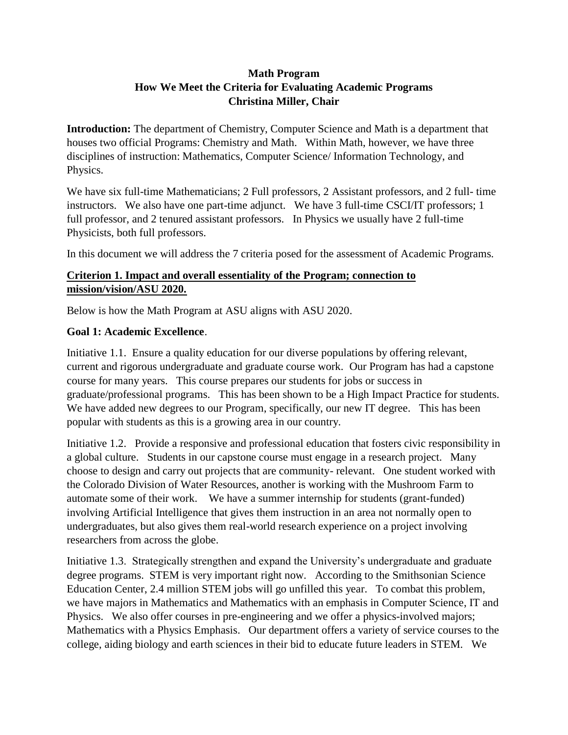# Math Program
## How We Meet the Criteria for Evaluating Academic Programs
### Christina Miller, Chair

**Introduction:** The department of Chemistry, Computer Science and Math is a department that houses two official Programs: Chemistry and Math. Within Math, however, we have three disciplines of instruction: Mathematics, Computer Science/ Information Technology, and Physics.

We have six full-time Mathematicians; 2 Full professors, 2 Assistant professors, and 2 full- time instructors. We also have one part-time adjunct. We have 3 full-time CSCI/IT professors; 1 full professor, and 2 tenured assistant professors. In Physics we usually have 2 full-time Physicists, both full professors.

In this document we will address the 7 criteria posed for the assessment of Academic Programs.

**Criterion 1. Impact and overall essentiality of the Program; connection to mission/vision/ASU 2020.**

Below is how the Math Program at ASU aligns with ASU 2020.

**Goal 1: Academic Excellence**.

Initiative 1.1. Ensure a quality education for our diverse populations by offering relevant, current and rigorous undergraduate and graduate course work. Our Program has had a capstone course for many years. This course prepares our students for jobs or success in graduate/professional programs. This has been shown to be a High Impact Practice for students. We have added new degrees to our Program, specifically, our new IT degree. This has been popular with students as this is a growing area in our country.

Initiative 1.2. Provide a responsive and professional education that fosters civic responsibility in a global culture. Students in our capstone course must engage in a research project. Many choose to design and carry out projects that are community- relevant. One student worked with the Colorado Division of Water Resources, another is working with the Mushroom Farm to automate some of their work. We have a summer internship for students (grant-funded) involving Artificial Intelligence that gives them instruction in an area not normally open to undergraduates, but also gives them real-world research experience on a project involving researchers from across the globe.

Initiative 1.3. Strategically strengthen and expand the University's undergraduate and graduate degree programs. STEM is very important right now. According to the Smithsonian Science Education Center, 2.4 million STEM jobs will go unfilled this year. To combat this problem, we have majors in Mathematics and Mathematics with an emphasis in Computer Science, IT and Physics. We also offer courses in pre-engineering and we offer a physics-involved majors; Mathematics with a Physics Emphasis. Our department offers a variety of service courses to the college, aiding biology and earth sciences in their bid to educate future leaders in STEM. We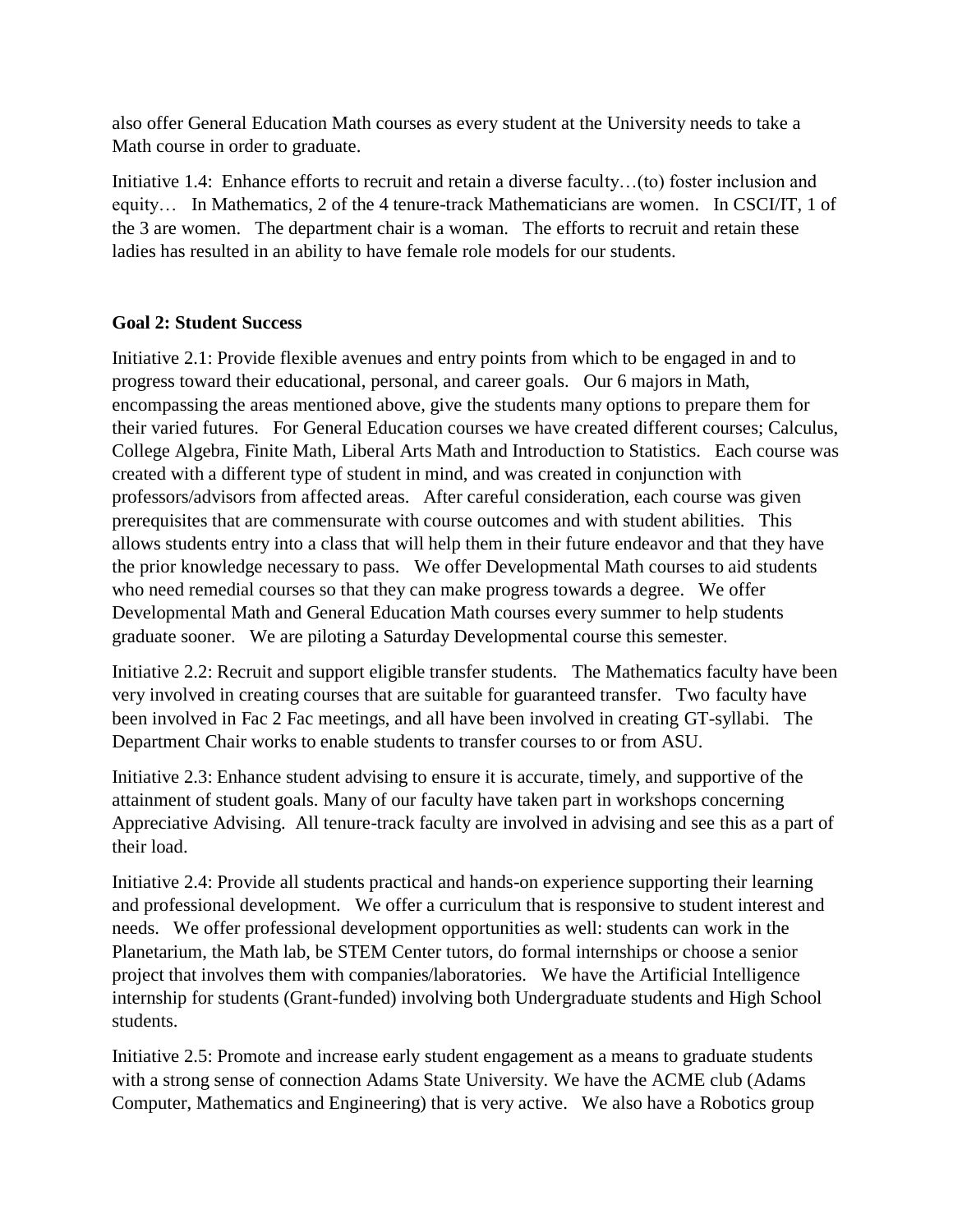also offer General Education Math courses as every student at the University needs to take a Math course in order to graduate.

Initiative 1.4: Enhance efforts to recruit and retain a diverse faculty…(to) foster inclusion and equity… In Mathematics, 2 of the 4 tenure-track Mathematicians are women. In CSCI/IT, 1 of the 3 are women. The department chair is a woman. The efforts to recruit and retain these ladies has resulted in an ability to have female role models for our students.

**Goal 2: Student Success**

Initiative 2.1: Provide flexible avenues and entry points from which to be engaged in and to progress toward their educational, personal, and career goals. Our 6 majors in Math, encompassing the areas mentioned above, give the students many options to prepare them for their varied futures. For General Education courses we have created different courses; Calculus, College Algebra, Finite Math, Liberal Arts Math and Introduction to Statistics. Each course was created with a different type of student in mind, and was created in conjunction with professors/advisors from affected areas. After careful consideration, each course was given prerequisites that are commensurate with course outcomes and with student abilities. This allows students entry into a class that will help them in their future endeavor and that they have the prior knowledge necessary to pass. We offer Developmental Math courses to aid students who need remedial courses so that they can make progress towards a degree. We offer Developmental Math and General Education Math courses every summer to help students graduate sooner. We are piloting a Saturday Developmental course this semester.

Initiative 2.2: Recruit and support eligible transfer students. The Mathematics faculty have been very involved in creating courses that are suitable for guaranteed transfer. Two faculty have been involved in Fac 2 Fac meetings, and all have been involved in creating GT-syllabi. The Department Chair works to enable students to transfer courses to or from ASU.

Initiative 2.3: Enhance student advising to ensure it is accurate, timely, and supportive of the attainment of student goals. Many of our faculty have taken part in workshops concerning Appreciative Advising. All tenure-track faculty are involved in advising and see this as a part of their load.

Initiative 2.4: Provide all students practical and hands-on experience supporting their learning and professional development. We offer a curriculum that is responsive to student interest and needs. We offer professional development opportunities as well: students can work in the Planetarium, the Math lab, be STEM Center tutors, do formal internships or choose a senior project that involves them with companies/laboratories. We have the Artificial Intelligence internship for students (Grant-funded) involving both Undergraduate students and High School students.

Initiative 2.5: Promote and increase early student engagement as a means to graduate students with a strong sense of connection Adams State University. We have the ACME club (Adams Computer, Mathematics and Engineering) that is very active. We also have a Robotics group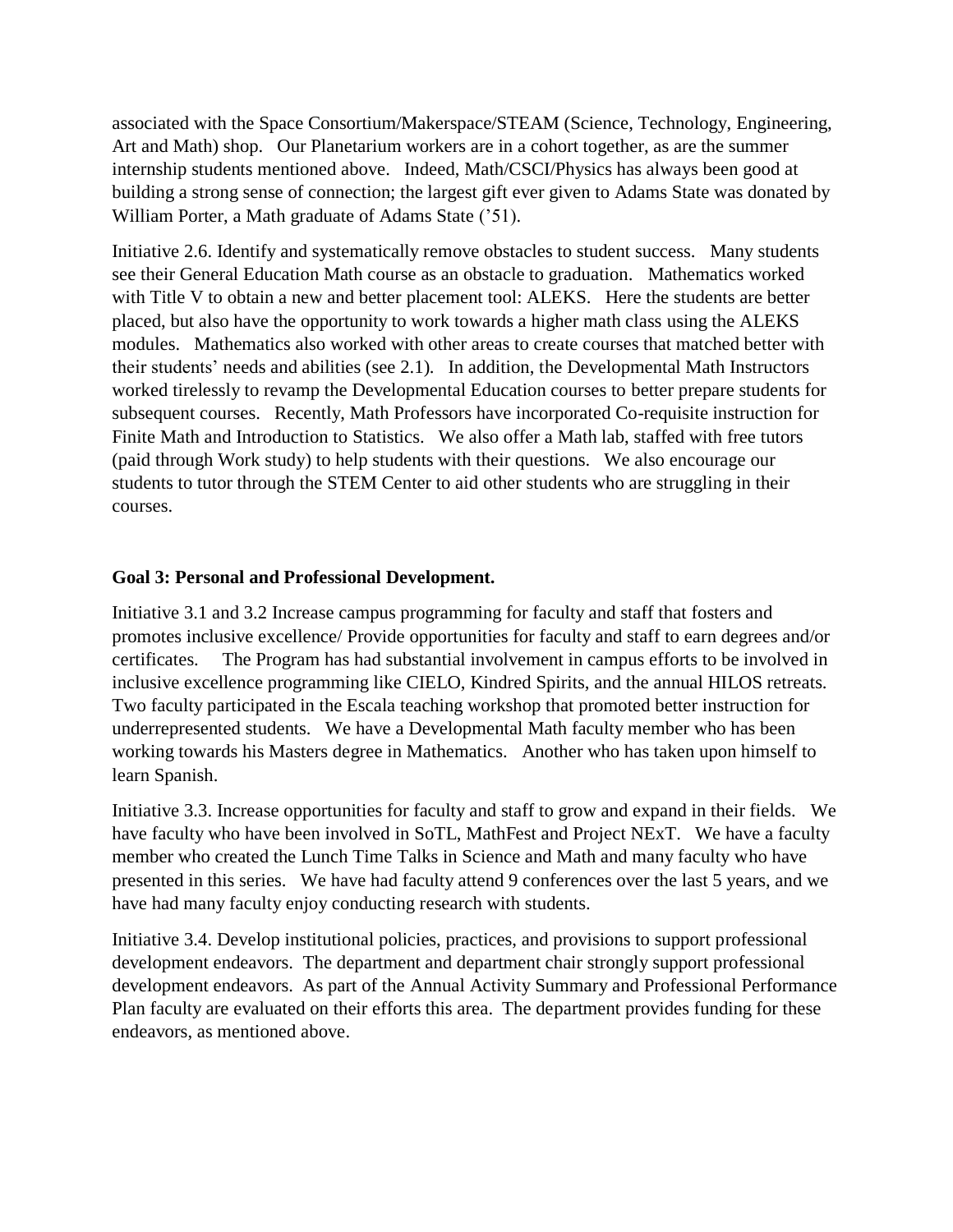associated with the Space Consortium/Makerspace/STEAM (Science, Technology, Engineering, Art and Math) shop. Our Planetarium workers are in a cohort together, as are the summer internship students mentioned above. Indeed, Math/CSCI/Physics has always been good at building a strong sense of connection; the largest gift ever given to Adams State was donated by William Porter, a Math graduate of Adams State ('51).

Initiative 2.6. Identify and systematically remove obstacles to student success. Many students see their General Education Math course as an obstacle to graduation. Mathematics worked with Title V to obtain a new and better placement tool: ALEKS. Here the students are better placed, but also have the opportunity to work towards a higher math class using the ALEKS modules. Mathematics also worked with other areas to create courses that matched better with their students' needs and abilities (see 2.1). In addition, the Developmental Math Instructors worked tirelessly to revamp the Developmental Education courses to better prepare students for subsequent courses. Recently, Math Professors have incorporated Co-requisite instruction for Finite Math and Introduction to Statistics. We also offer a Math lab, staffed with free tutors (paid through Work study) to help students with their questions. We also encourage our students to tutor through the STEM Center to aid other students who are struggling in their courses.

**Goal 3: Personal and Professional Development.**

Initiative 3.1 and 3.2 Increase campus programming for faculty and staff that fosters and promotes inclusive excellence/ Provide opportunities for faculty and staff to earn degrees and/or certificates. The Program has had substantial involvement in campus efforts to be involved in inclusive excellence programming like CIELO, Kindred Spirits, and the annual HILOS retreats. Two faculty participated in the Escala teaching workshop that promoted better instruction for underrepresented students. We have a Developmental Math faculty member who has been working towards his Masters degree in Mathematics. Another who has taken upon himself to learn Spanish.

Initiative 3.3. Increase opportunities for faculty and staff to grow and expand in their fields. We have faculty who have been involved in SoTL, MathFest and Project NExT. We have a faculty member who created the Lunch Time Talks in Science and Math and many faculty who have presented in this series. We have had faculty attend 9 conferences over the last 5 years, and we have had many faculty enjoy conducting research with students.

Initiative 3.4. Develop institutional policies, practices, and provisions to support professional development endeavors. The department and department chair strongly support professional development endeavors. As part of the Annual Activity Summary and Professional Performance Plan faculty are evaluated on their efforts this area. The department provides funding for these endeavors, as mentioned above.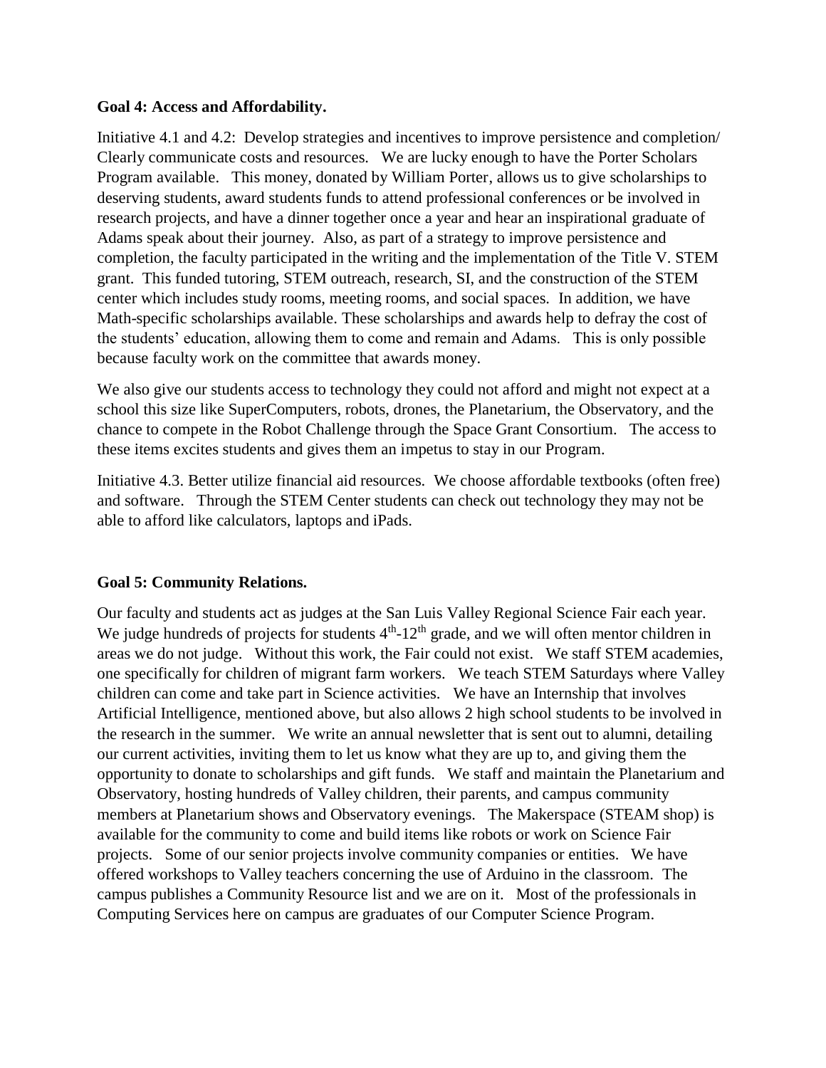**Goal 4: Access and Affordability.**

Initiative 4.1 and 4.2: Develop strategies and incentives to improve persistence and completion/ Clearly communicate costs and resources. We are lucky enough to have the Porter Scholars Program available. This money, donated by William Porter, allows us to give scholarships to deserving students, award students funds to attend professional conferences or be involved in research projects, and have a dinner together once a year and hear an inspirational graduate of Adams speak about their journey. Also, as part of a strategy to improve persistence and completion, the faculty participated in the writing and the implementation of the Title V. STEM grant. This funded tutoring, STEM outreach, research, SI, and the construction of the STEM center which includes study rooms, meeting rooms, and social spaces. In addition, we have Math-specific scholarships available. These scholarships and awards help to defray the cost of the students' education, allowing them to come and remain and Adams. This is only possible because faculty work on the committee that awards money.

We also give our students access to technology they could not afford and might not expect at a school this size like SuperComputers, robots, drones, the Planetarium, the Observatory, and the chance to compete in the Robot Challenge through the Space Grant Consortium. The access to these items excites students and gives them an impetus to stay in our Program.

Initiative 4.3. Better utilize financial aid resources. We choose affordable textbooks (often free) and software. Through the STEM Center students can check out technology they may not be able to afford like calculators, laptops and iPads.

**Goal 5: Community Relations.**

Our faculty and students act as judges at the San Luis Valley Regional Science Fair each year. We judge hundreds of projects for students 4th-12th grade, and we will often mentor children in areas we do not judge. Without this work, the Fair could not exist. We staff STEM academies, one specifically for children of migrant farm workers. We teach STEM Saturdays where Valley children can come and take part in Science activities. We have an Internship that involves Artificial Intelligence, mentioned above, but also allows 2 high school students to be involved in the research in the summer. We write an annual newsletter that is sent out to alumni, detailing our current activities, inviting them to let us know what they are up to, and giving them the opportunity to donate to scholarships and gift funds. We staff and maintain the Planetarium and Observatory, hosting hundreds of Valley children, their parents, and campus community members at Planetarium shows and Observatory evenings. The Makerspace (STEAM shop) is available for the community to come and build items like robots or work on Science Fair projects. Some of our senior projects involve community companies or entities. We have offered workshops to Valley teachers concerning the use of Arduino in the classroom. The campus publishes a Community Resource list and we are on it. Most of the professionals in Computing Services here on campus are graduates of our Computer Science Program.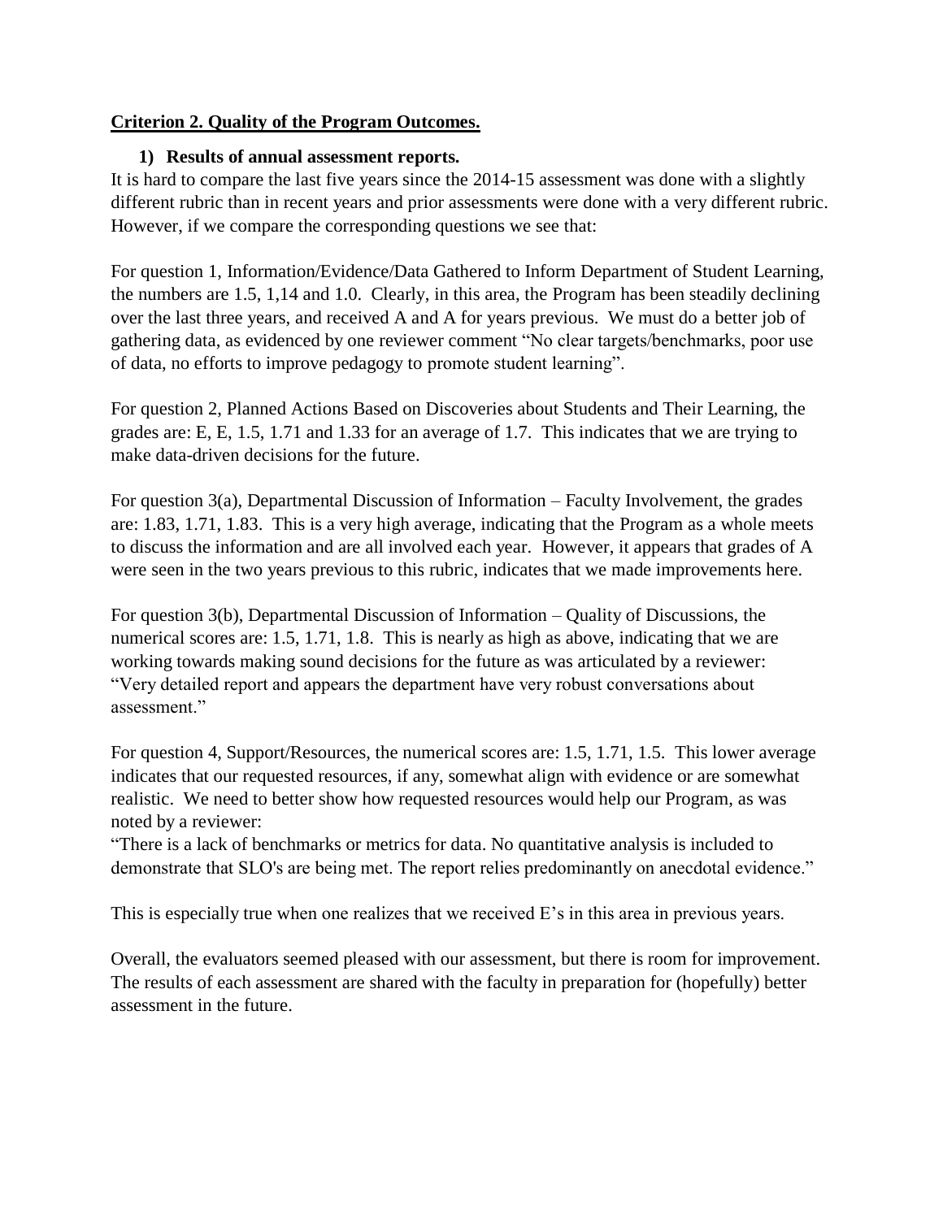**Criterion 2. Quality of the Program Outcomes.**

1) **Results of annual assessment reports.**

It is hard to compare the last five years since the 2014-15 assessment was done with a slightly different rubric than in recent years and prior assessments were done with a very different rubric. However, if we compare the corresponding questions we see that:

For question 1, Information/Evidence/Data Gathered to Inform Department of Student Learning, the numbers are 1.5, 1,14 and 1.0. Clearly, in this area, the Program has been steadily declining over the last three years, and received A and A for years previous. We must do a better job of gathering data, as evidenced by one reviewer comment "No clear targets/benchmarks, poor use of data, no efforts to improve pedagogy to promote student learning".

For question 2, Planned Actions Based on Discoveries about Students and Their Learning, the grades are: E, E, 1.5, 1.71 and 1.33 for an average of 1.7. This indicates that we are trying to make data-driven decisions for the future.

For question 3(a), Departmental Discussion of Information – Faculty Involvement, the grades are: 1.83, 1.71, 1.83. This is a very high average, indicating that the Program as a whole meets to discuss the information and are all involved each year. However, it appears that grades of A were seen in the two years previous to this rubric, indicates that we made improvements here.

For question 3(b), Departmental Discussion of Information – Quality of Discussions, the numerical scores are: 1.5, 1.71, 1.8. This is nearly as high as above, indicating that we are working towards making sound decisions for the future as was articulated by a reviewer: "Very detailed report and appears the department have very robust conversations about assessment."

For question 4, Support/Resources, the numerical scores are: 1.5, 1.71, 1.5. This lower average indicates that our requested resources, if any, somewhat align with evidence or are somewhat realistic. We need to better show how requested resources would help our Program, as was noted by a reviewer:
"There is a lack of benchmarks or metrics for data. No quantitative analysis is included to demonstrate that SLO's are being met. The report relies predominantly on anecdotal evidence."

This is especially true when one realizes that we received E's in this area in previous years.

Overall, the evaluators seemed pleased with our assessment, but there is room for improvement. The results of each assessment are shared with the faculty in preparation for (hopefully) better assessment in the future.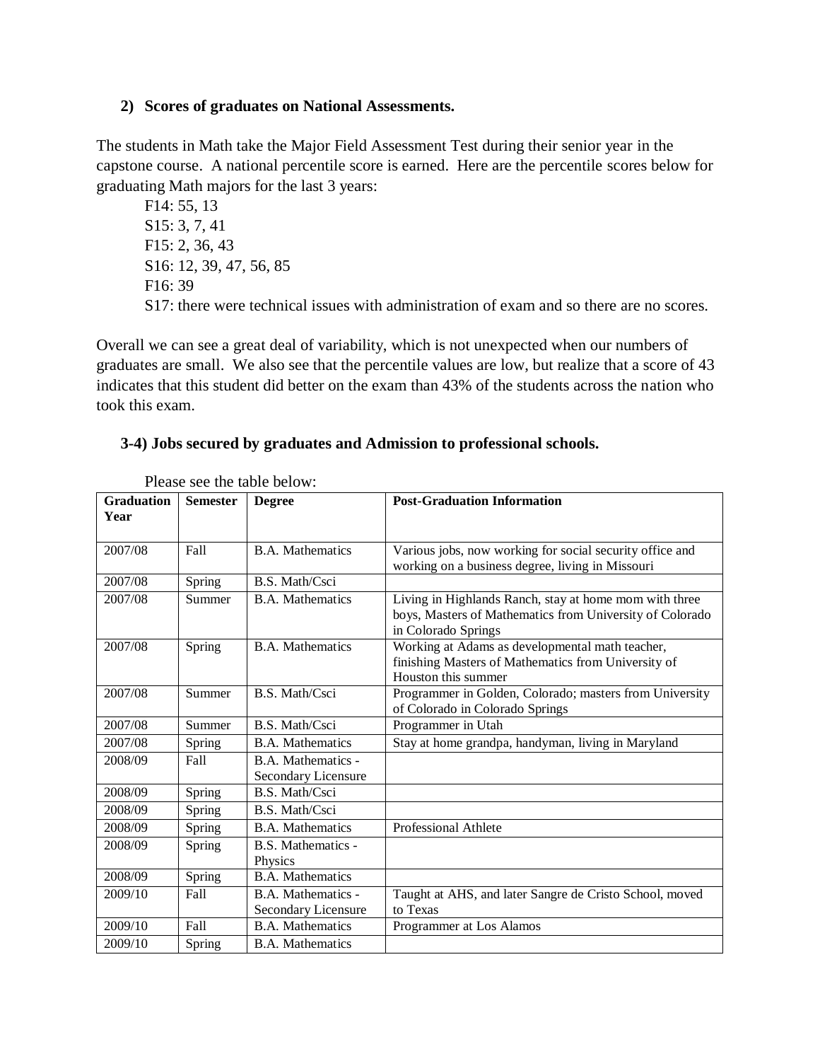## 2) Scores of graduates on National Assessments.

The students in Math take the Major Field Assessment Test during their senior year in the capstone course. A national percentile score is earned. Here are the percentile scores below for graduating Math majors for the last 3 years:

F14: 55, 13  
S15: 3, 7, 41  
F15: 2, 36, 43  
S16: 12, 39, 47, 56, 85  
F16: 39  
S17: there were technical issues with administration of exam and so there are no scores.

Overall we can see a great deal of variability, which is not unexpected when our numbers of graduates are small. We also see that the percentile values are low, but realize that a score of 43 indicates that this student did better on the exam than 43% of the students across the nation who took this exam.

## 3-4) Jobs secured by graduates and Admission to professional schools.

Please see the table below:

| Graduation Year | Semester | Degree | Post-Graduation Information |
|---|---|---|---|
| 2007/08 | Fall | B.A. Mathematics | Various jobs, now working for social security office and working on a business degree, living in Missouri |
| 2007/08 | Spring | B.S. Math/Csci | |
| 2007/08 | Summer | B.A. Mathematics | Living in Highlands Ranch, stay at home mom with three boys, Masters of Mathematics from University of Colorado in Colorado Springs |
| 2007/08 | Spring | B.A. Mathematics | Working at Adams as developmental math teacher, finishing Masters of Mathematics from University of Houston this summer |
| 2007/08 | Summer | B.S. Math/Csci | Programmer in Golden, Colorado; masters from University of Colorado in Colorado Springs |
| 2007/08 | Summer | B.S. Math/Csci | Programmer in Utah |
| 2007/08 | Spring | B.A. Mathematics | Stay at home grandpa, handyman, living in Maryland |
| 2008/09 | Fall | B.A. Mathematics - Secondary Licensure | |
| 2008/09 | Spring | B.S. Math/Csci | |
| 2008/09 | Spring | B.S. Math/Csci | |
| 2008/09 | Spring | B.A. Mathematics | Professional Athlete |
| 2008/09 | Spring | B.S. Mathematics - Physics | |
| 2008/09 | Spring | B.A. Mathematics | |
| 2009/10 | Fall | B.A. Mathematics - Secondary Licensure | Taught at AHS, and later Sangre de Cristo School, moved to Texas |
| 2009/10 | Fall | B.A. Mathematics | Programmer at Los Alamos |
| 2009/10 | Spring | B.A. Mathematics | |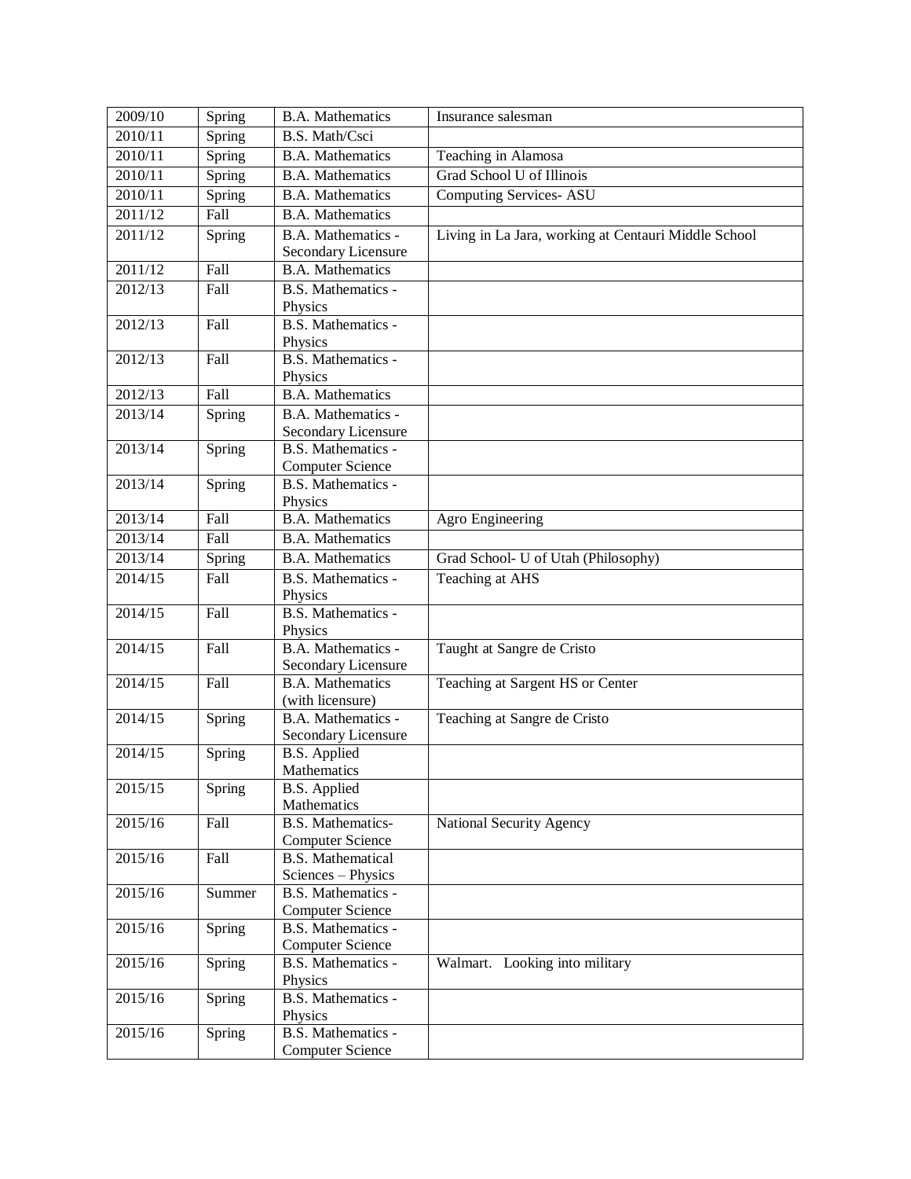| 2009/10 | Spring | B.A. Mathematics | Insurance salesman |
|---|---|---|---|
| 2010/11 | Spring | B.S. Math/Csci | |
| 2010/11 | Spring | B.A. Mathematics | Teaching in Alamosa |
| 2010/11 | Spring | B.A. Mathematics | Grad School U of Illinois |
| 2010/11 | Spring | B.A. Mathematics | Computing Services- ASU |
| 2011/12 | Fall | B.A. Mathematics | |
| 2011/12 | Spring | B.A. Mathematics - Secondary Licensure | Living in La Jara, working at Centauri Middle School |
| 2011/12 | Fall | B.A. Mathematics | |
| 2012/13 | Fall | B.S. Mathematics - Physics | |
| 2012/13 | Fall | B.S. Mathematics - Physics | |
| 2012/13 | Fall | B.S. Mathematics - Physics | |
| 2012/13 | Fall | B.A. Mathematics | |
| 2013/14 | Spring | B.A. Mathematics - Secondary Licensure | |
| 2013/14 | Spring | B.S. Mathematics - Computer Science | |
| 2013/14 | Spring | B.S. Mathematics - Physics | |
| 2013/14 | Fall | B.A. Mathematics | Agro Engineering |
| 2013/14 | Fall | B.A. Mathematics | |
| 2013/14 | Spring | B.A. Mathematics | Grad School- U of Utah (Philosophy) |
| 2014/15 | Fall | B.S. Mathematics - Physics | Teaching at AHS |
| 2014/15 | Fall | B.S. Mathematics - Physics | |
| 2014/15 | Fall | B.A. Mathematics - Secondary Licensure | Taught at Sangre de Cristo |
| 2014/15 | Fall | B.A. Mathematics (with licensure) | Teaching at Sargent HS or Center |
| 2014/15 | Spring | B.A. Mathematics - Secondary Licensure | Teaching at Sangre de Cristo |
| 2014/15 | Spring | B.S. Applied Mathematics | |
| 2015/15 | Spring | B.S. Applied Mathematics | |
| 2015/16 | Fall | B.S. Mathematics- Computer Science | National Security Agency |
| 2015/16 | Fall | B.S. Mathematical Sciences – Physics | |
| 2015/16 | Summer | B.S. Mathematics - Computer Science | |
| 2015/16 | Spring | B.S. Mathematics - Computer Science | |
| 2015/16 | Spring | B.S. Mathematics - Physics | Walmart. Looking into military |
| 2015/16 | Spring | B.S. Mathematics - Physics | |
| 2015/16 | Spring | B.S. Mathematics - Computer Science | |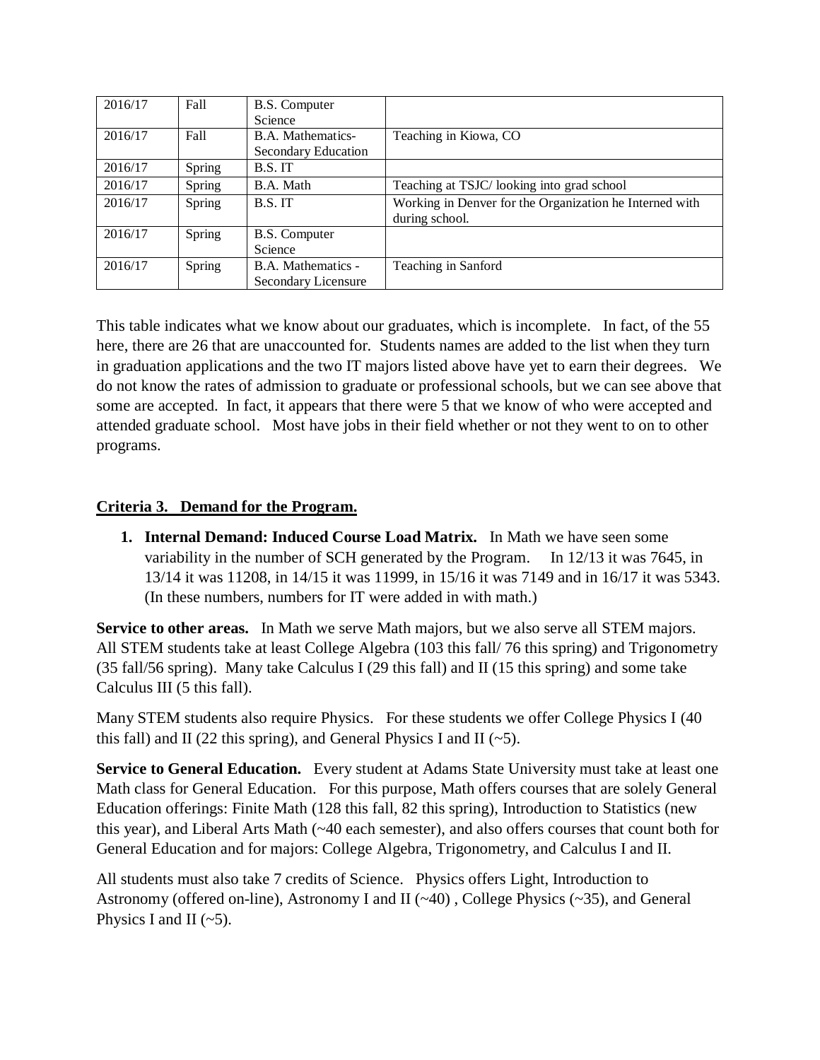| 2016/17 | Fall | B.S. Computer Science | |
|---|---|---|---|
| 2016/17 | Fall | B.A. Mathematics-Secondary Education | Teaching in Kiowa, CO |
| 2016/17 | Spring | B.S. IT | |
| 2016/17 | Spring | B.A. Math | Teaching at TSJC/ looking into grad school |
| 2016/17 | Spring | B.S. IT | Working in Denver for the Organization he Interned with during school. |
| 2016/17 | Spring | B.S. Computer Science | |
| 2016/17 | Spring | B.A. Mathematics - Secondary Licensure | Teaching in Sanford |

This table indicates what we know about our graduates, which is incomplete. In fact, of the 55 here, there are 26 that are unaccounted for. Students names are added to the list when they turn in graduation applications and the two IT majors listed above have yet to earn their degrees. We do not know the rates of admission to graduate or professional schools, but we can see above that some are accepted. In fact, it appears that there were 5 that we know of who were accepted and attended graduate school. Most have jobs in their field whether or not they went to on to other programs.

## Criteria 3. Demand for the Program.

1. **Internal Demand: Induced Course Load Matrix.** In Math we have seen some variability in the number of SCH generated by the Program. In 12/13 it was 7645, in 13/14 it was 11208, in 14/15 it was 11999, in 15/16 it was 7149 and in 16/17 it was 5343. (In these numbers, numbers for IT were added in with math.)

**Service to other areas.** In Math we serve Math majors, but we also serve all STEM majors. All STEM students take at least College Algebra (103 this fall/ 76 this spring) and Trigonometry (35 fall/56 spring). Many take Calculus I (29 this fall) and II (15 this spring) and some take Calculus III (5 this fall).

Many STEM students also require Physics. For these students we offer College Physics I (40 this fall) and II (22 this spring), and General Physics I and II (~5).

**Service to General Education.** Every student at Adams State University must take at least one Math class for General Education. For this purpose, Math offers courses that are solely General Education offerings: Finite Math (128 this fall, 82 this spring), Introduction to Statistics (new this year), and Liberal Arts Math (~40 each semester), and also offers courses that count both for General Education and for majors: College Algebra, Trigonometry, and Calculus I and II.

All students must also take 7 credits of Science. Physics offers Light, Introduction to Astronomy (offered on-line), Astronomy I and II (~40) , College Physics (~35), and General Physics I and II (~5).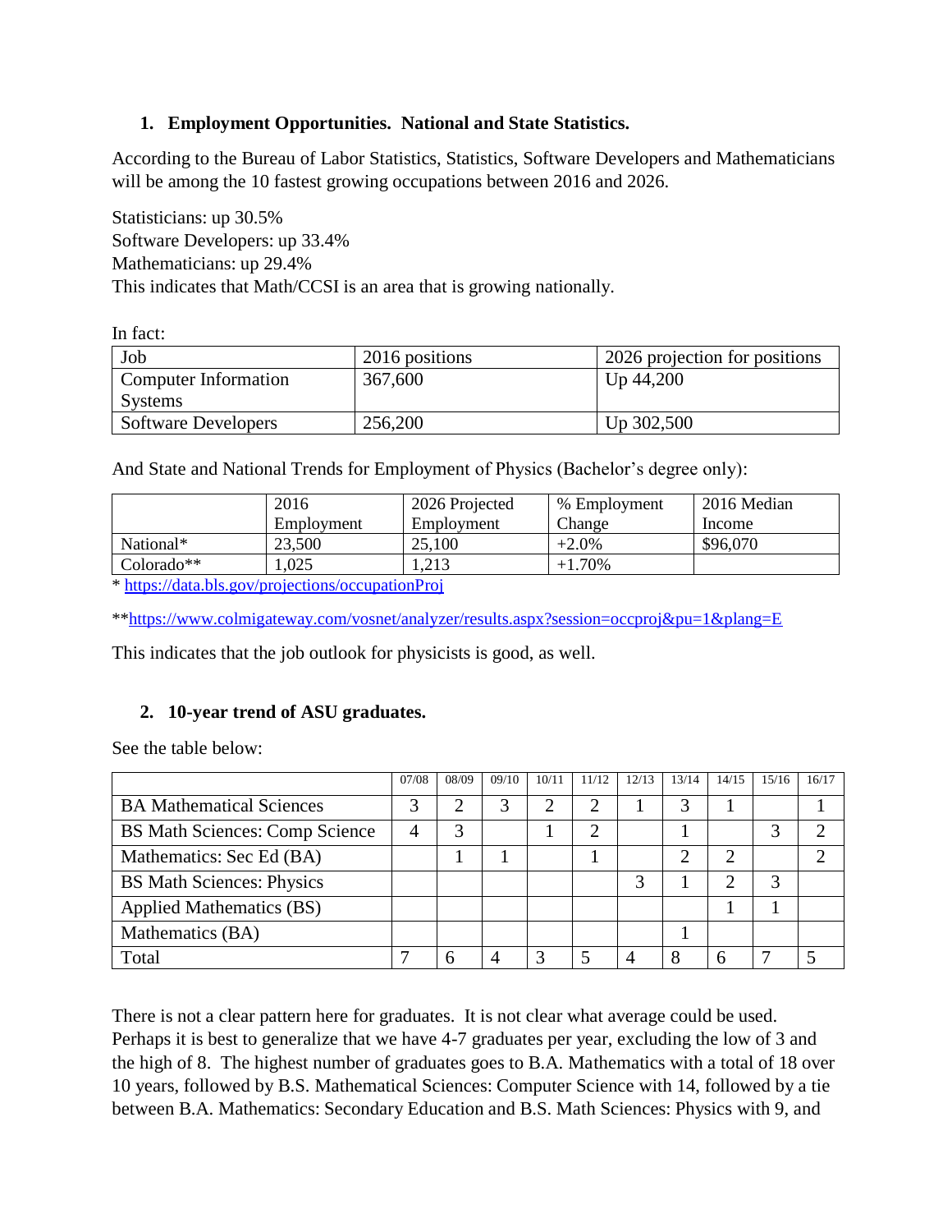1. **Employment Opportunities. National and State Statistics.**

According to the Bureau of Labor Statistics, Statistics, Software Developers and Mathematicians will be among the 10 fastest growing occupations between 2016 and 2026.

Statisticians: up 30.5%
Software Developers: up 33.4%
Mathematicians: up 29.4%
This indicates that Math/CCSI is an area that is growing nationally.

In fact:

| Job | 2016 positions | 2026 projection for positions |
|---|---|---|
| Computer Information Systems | 367,600 | Up 44,200 |
| Software Developers | 256,200 | Up 302,500 |

And State and National Trends for Employment of Physics (Bachelor's degree only):

| | 2016 Employment | 2026 Projected Employment | % Employment Change | 2016 Median Income |
|---|---|---|---|---|
| National* | 23,500 | 25,100 | +2.0% | $96,070 |
| Colorado** | 1,025 | 1,213 | +1.70% | |

* https://data.bls.gov/projections/occupationProj

**https://www.colmigateway.com/vosnet/analyzer/results.aspx?session=occproj&pu=1&plang=E

This indicates that the job outlook for physicists is good, as well.

2. **10-year trend of ASU graduates.**

See the table below:

| | 07/08 | 08/09 | 09/10 | 10/11 | 11/12 | 12/13 | 13/14 | 14/15 | 15/16 | 16/17 |
|---|---|---|---|---|---|---|---|---|---|---|
| BA Mathematical Sciences | 3 | 2 | 3 | 2 | 2 | 1 | 3 | 1 | | 1 |
| BS Math Sciences: Comp Science | 4 | 3 | | 1 | 2 | | 1 | | 3 | 2 |
| Mathematics: Sec Ed (BA) | | 1 | 1 | | 1 | | 2 | 2 | | 2 |
| BS Math Sciences: Physics | | | | | | 3 | 1 | 2 | 3 | |
| Applied Mathematics (BS) | | | | | | | | 1 | 1 | |
| Mathematics (BA) | | | | | | | 1 | | | |
| Total | 7 | 6 | 4 | 3 | 5 | 4 | 8 | 6 | 7 | 5 |

There is not a clear pattern here for graduates. It is not clear what average could be used. Perhaps it is best to generalize that we have 4-7 graduates per year, excluding the low of 3 and the high of 8. The highest number of graduates goes to B.A. Mathematics with a total of 18 over 10 years, followed by B.S. Mathematical Sciences: Computer Science with 14, followed by a tie between B.A. Mathematics: Secondary Education and B.S. Math Sciences: Physics with 9, and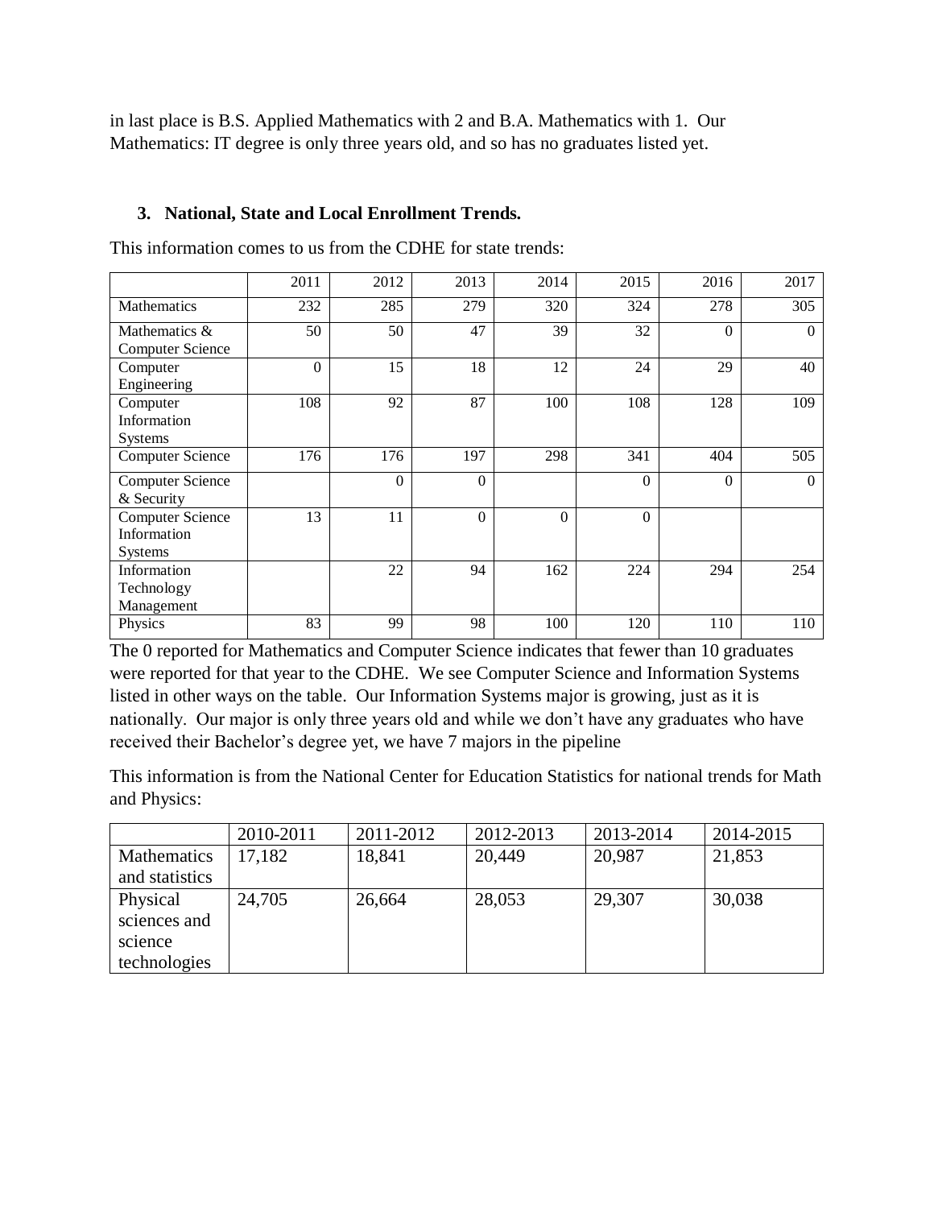in last place is B.S. Applied Mathematics with 2 and B.A. Mathematics with 1. Our Mathematics: IT degree is only three years old, and so has no graduates listed yet.

### 3. National, State and Local Enrollment Trends.

This information comes to us from the CDHE for state trends:

| | 2011 | 2012 | 2013 | 2014 | 2015 | 2016 | 2017 |
|---|---|---|---|---|---|---|---|
| Mathematics | 232 | 285 | 279 | 320 | 324 | 278 | 305 |
| Mathematics & Computer Science | 50 | 50 | 47 | 39 | 32 | 0 | 0 |
| Computer Engineering | 0 | 15 | 18 | 12 | 24 | 29 | 40 |
| Computer Information Systems | 108 | 92 | 87 | 100 | 108 | 128 | 109 |
| Computer Science | 176 | 176 | 197 | 298 | 341 | 404 | 505 |
| Computer Science & Security | | 0 | 0 | | 0 | 0 | 0 |
| Computer Science Information Systems | 13 | 11 | 0 | 0 | 0 | | |
| Information Technology Management | | 22 | 94 | 162 | 224 | 294 | 254 |
| Physics | 83 | 99 | 98 | 100 | 120 | 110 | 110 |

The 0 reported for Mathematics and Computer Science indicates that fewer than 10 graduates were reported for that year to the CDHE. We see Computer Science and Information Systems listed in other ways on the table. Our Information Systems major is growing, just as it is nationally. Our major is only three years old and while we don't have any graduates who have received their Bachelor's degree yet, we have 7 majors in the pipeline

This information is from the National Center for Education Statistics for national trends for Math and Physics:

| | 2010-2011 | 2011-2012 | 2012-2013 | 2013-2014 | 2014-2015 |
|---|---|---|---|---|---|
| Mathematics and statistics | 17,182 | 18,841 | 20,449 | 20,987 | 21,853 |
| Physical sciences and science technologies | 24,705 | 26,664 | 28,053 | 29,307 | 30,038 |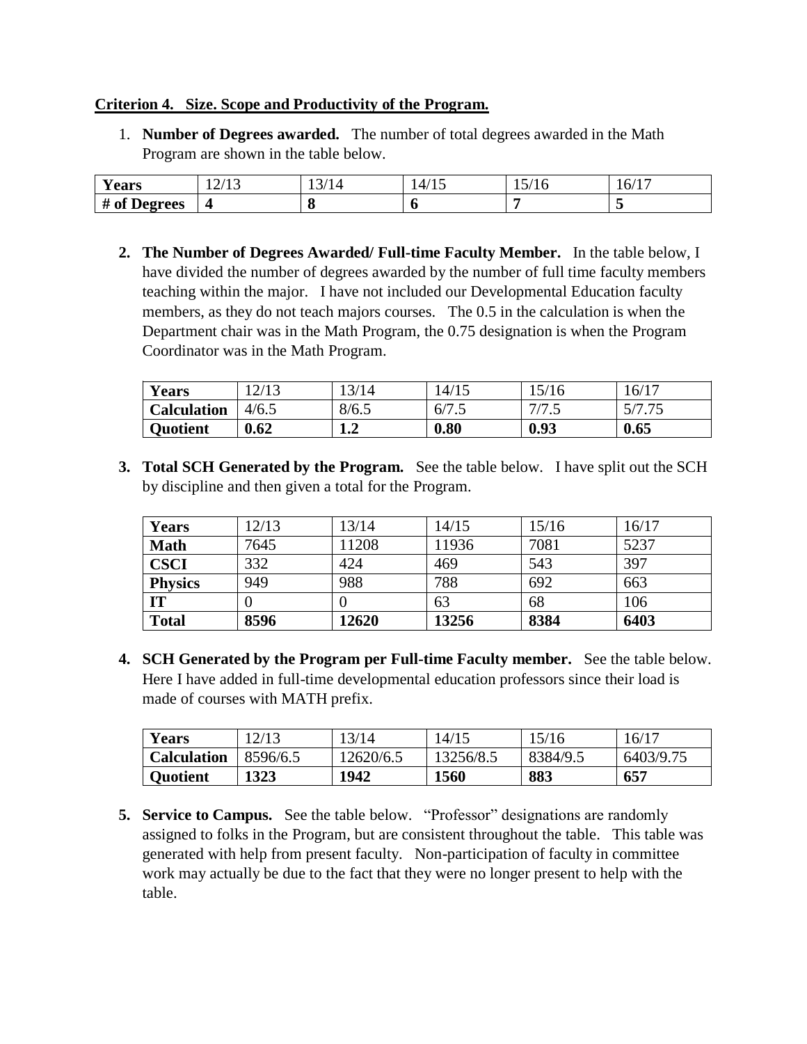**Criterion 4. Size. Scope and Productivity of the Program.**

1. **Number of Degrees awarded.** The number of total degrees awarded in the Math Program are shown in the table below.

| Years | 12/13 | 13/14 | 14/15 | 15/16 | 16/17 |
|---|---|---|---|---|---|
| **# of Degrees** | **4** | **8** | **6** | **7** | **5** |

2. **The Number of Degrees Awarded/ Full-time Faculty Member.** In the table below, I have divided the number of degrees awarded by the number of full time faculty members teaching within the major. I have not included our Developmental Education faculty members, as they do not teach majors courses. The 0.5 in the calculation is when the Department chair was in the Math Program, the 0.75 designation is when the Program Coordinator was in the Math Program.

| Years | 12/13 | 13/14 | 14/15 | 15/16 | 16/17 |
|---|---|---|---|---|---|
| **Calculation** | 4/6.5 | 8/6.5 | 6/7.5 | 7/7.5 | 5/7.75 |
| **Quotient** | **0.62** | **1.2** | **0.80** | **0.93** | **0.65** |

3. **Total SCH Generated by the Program.** See the table below. I have split out the SCH by discipline and then given a total for the Program.

| Years | 12/13 | 13/14 | 14/15 | 15/16 | 16/17 |
|---|---|---|---|---|---|
| **Math** | 7645 | 11208 | 11936 | 7081 | 5237 |
| **CSCI** | 332 | 424 | 469 | 543 | 397 |
| **Physics** | 949 | 988 | 788 | 692 | 663 |
| **IT** | 0 | 0 | 63 | 68 | 106 |
| **Total** | **8596** | **12620** | **13256** | **8384** | **6403** |

4. **SCH Generated by the Program per Full-time Faculty member.** See the table below. Here I have added in full-time developmental education professors since their load is made of courses with MATH prefix.

| Years | 12/13 | 13/14 | 14/15 | 15/16 | 16/17 |
|---|---|---|---|---|---|
| **Calculation** | 8596/6.5 | 12620/6.5 | 13256/8.5 | 8384/9.5 | 6403/9.75 |
| **Quotient** | **1323** | **1942** | **1560** | **883** | **657** |

5. **Service to Campus.** See the table below. "Professor" designations are randomly assigned to folks in the Program, but are consistent throughout the table. This table was generated with help from present faculty. Non-participation of faculty in committee work may actually be due to the fact that they were no longer present to help with the table.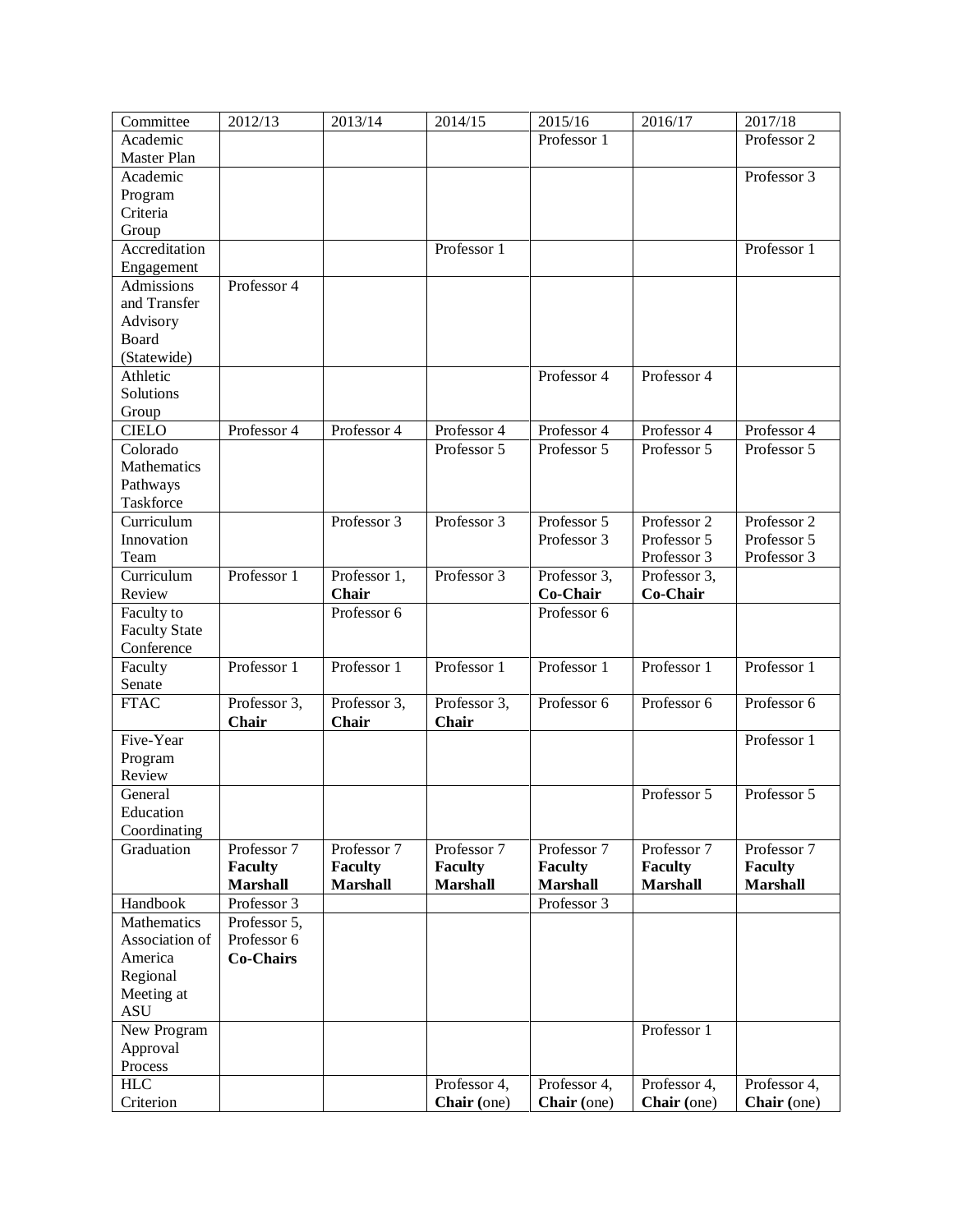| Committee | 2012/13 | 2013/14 | 2014/15 | 2015/16 | 2016/17 | 2017/18 |
|---|---|---|---|---|---|---|
| Academic Master Plan | | | | Professor 1 | | Professor 2 |
| Academic Program Criteria Group | | | | | | Professor 3 |
| Accreditation Engagement | | | Professor 1 | | | Professor 1 |
| Admissions and Transfer Advisory Board (Statewide) | Professor 4 | | | | | |
| Athletic Solutions Group | | | | Professor 4 | Professor 4 | |
| CIELO | Professor 4 | Professor 4 | Professor 4 | Professor 4 | Professor 4 | Professor 4 |
| Colorado Mathematics Pathways Taskforce | | | Professor 5 | Professor 5 | Professor 5 | Professor 5 |
| Curriculum Innovation Team | | Professor 3 | Professor 3 | Professor 5 Professor 3 | Professor 2 Professor 5 Professor 3 | Professor 2 Professor 5 Professor 3 |
| Curriculum Review | Professor 1 | Professor 1, **Chair** | Professor 3 | Professor 3, **Co-Chair** | Professor 3, **Co-Chair** | |
| Faculty to Faculty State Conference | | Professor 6 | | Professor 6 | | |
| Faculty Senate | Professor 1 | Professor 1 | Professor 1 | Professor 1 | Professor 1 | Professor 1 |
| FTAC | Professor 3, **Chair** | Professor 3, **Chair** | Professor 3, **Chair** | Professor 6 | Professor 6 | Professor 6 |
| Five-Year Program Review | | | | | | Professor 1 |
| General Education Coordinating | | | | | Professor 5 | Professor 5 |
| Graduation | Professor 7 **Faculty Marshall** | Professor 7 **Faculty Marshall** | Professor 7 **Faculty Marshall** | Professor 7 **Faculty Marshall** | Professor 7 **Faculty Marshall** | Professor 7 **Faculty Marshall** |
| Handbook | Professor 3 | | | Professor 3 | | |
| Mathematics Association of America Regional Meeting at ASU | Professor 5, Professor 6 **Co-Chairs** | | | | | |
| New Program Approval Process | | | | | Professor 1 | |
| HLC Criterion | | | Professor 4, **Chair (**one) | Professor 4, **Chair (**one) | Professor 4, **Chair** (one) | Professor 4, **Chair (**one) |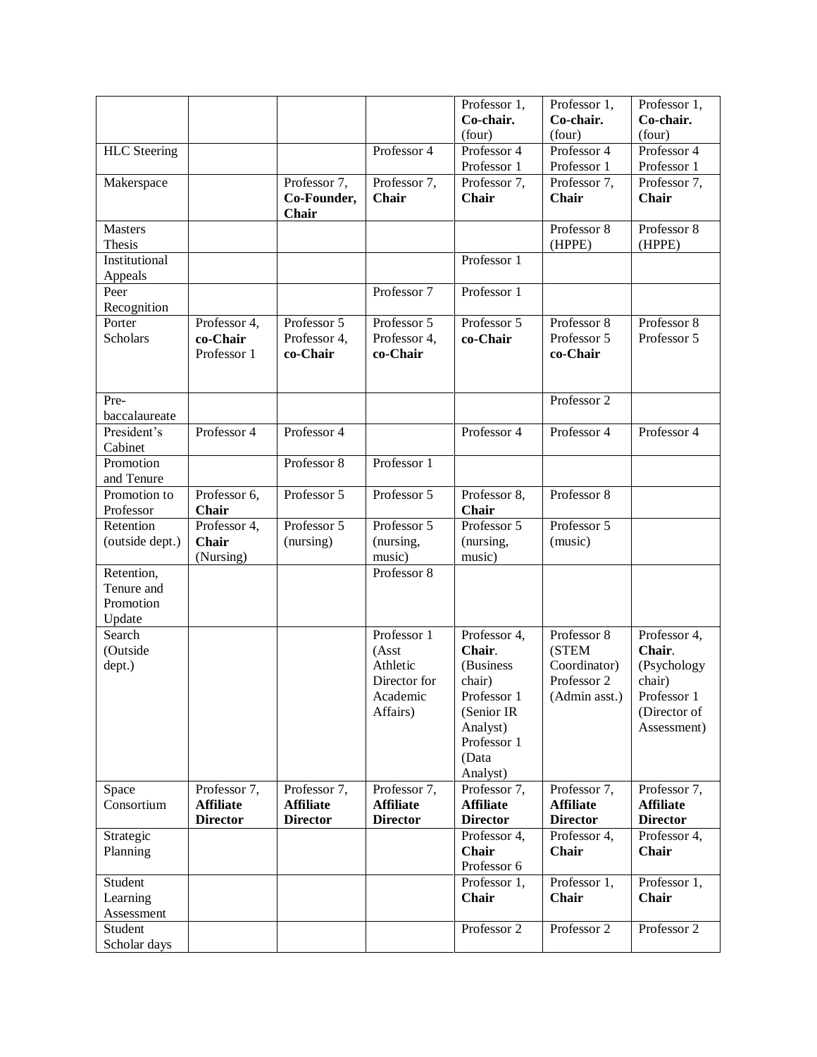| | | | | | | |
|---|---|---|---|---|---|---|
| | | | | Professor 1, **Co-chair.** (four) | Professor 1, **Co-chair.** (four) | Professor 1, **Co-chair.** (four) |
| HLC Steering | | | Professor 4 | Professor 4 Professor 1 | Professor 4 Professor 1 | Professor 4 Professor 1 |
| Makerspace | | Professor 7, **Co-Founder, Chair** | Professor 7, **Chair** | Professor 7, **Chair** | Professor 7, **Chair** | Professor 7, **Chair** |
| Masters Thesis | | | | | Professor 8 (HPPE) | Professor 8 (HPPE) |
| Institutional Appeals | | | | Professor 1 | | |
| Peer Recognition | | | Professor 7 | Professor 1 | | |
| Porter Scholars | Professor 4, **co-Chair** Professor 1 | Professor 5 Professor 4, **co-Chair** | Professor 5 Professor 4, **co-Chair** | Professor 5 **co-Chair** | Professor 8 Professor 5 **co-Chair** | Professor 8 Professor 5 |
| Pre-baccalaureate | | | | | Professor 2 | |
| President's Cabinet | Professor 4 | Professor 4 | | Professor 4 | Professor 4 | Professor 4 |
| Promotion and Tenure | | Professor 8 | Professor 1 | | | |
| Promotion to Professor | Professor 6, **Chair** | Professor 5 | Professor 5 | Professor 8, **Chair** | Professor 8 | |
| Retention (outside dept.) | Professor 4, **Chair** (Nursing) | Professor 5 (nursing) | Professor 5 (nursing, music) | Professor 5 (nursing, music) | Professor 5 (music) | |
| Retention, Tenure and Promotion Update | | | Professor 8 | | | |
| Search (Outside dept.) | | | Professor 1 (Asst Athletic Director for Academic Affairs) | Professor 4, **Chair**. (Business chair) Professor 1 (Senior IR Analyst) Professor 1 (Data Analyst) | Professor 8 (STEM Coordinator) Professor 2 (Admin asst.) | Professor 4, **Chair**. (Psychology chair) Professor 1 (Director of Assessment) |
| Space Consortium | Professor 7, **Affiliate Director** | Professor 7, **Affiliate Director** | Professor 7, **Affiliate Director** | Professor 7, **Affiliate Director** | Professor 7, **Affiliate Director** | Professor 7, **Affiliate Director** |
| Strategic Planning | | | | Professor 4, **Chair** Professor 6 | Professor 4, **Chair** | Professor 4, **Chair** |
| Student Learning Assessment | | | | Professor 1, **Chair** | Professor 1, **Chair** | Professor 1, **Chair** |
| Student Scholar days | | | | Professor 2 | Professor 2 | Professor 2 |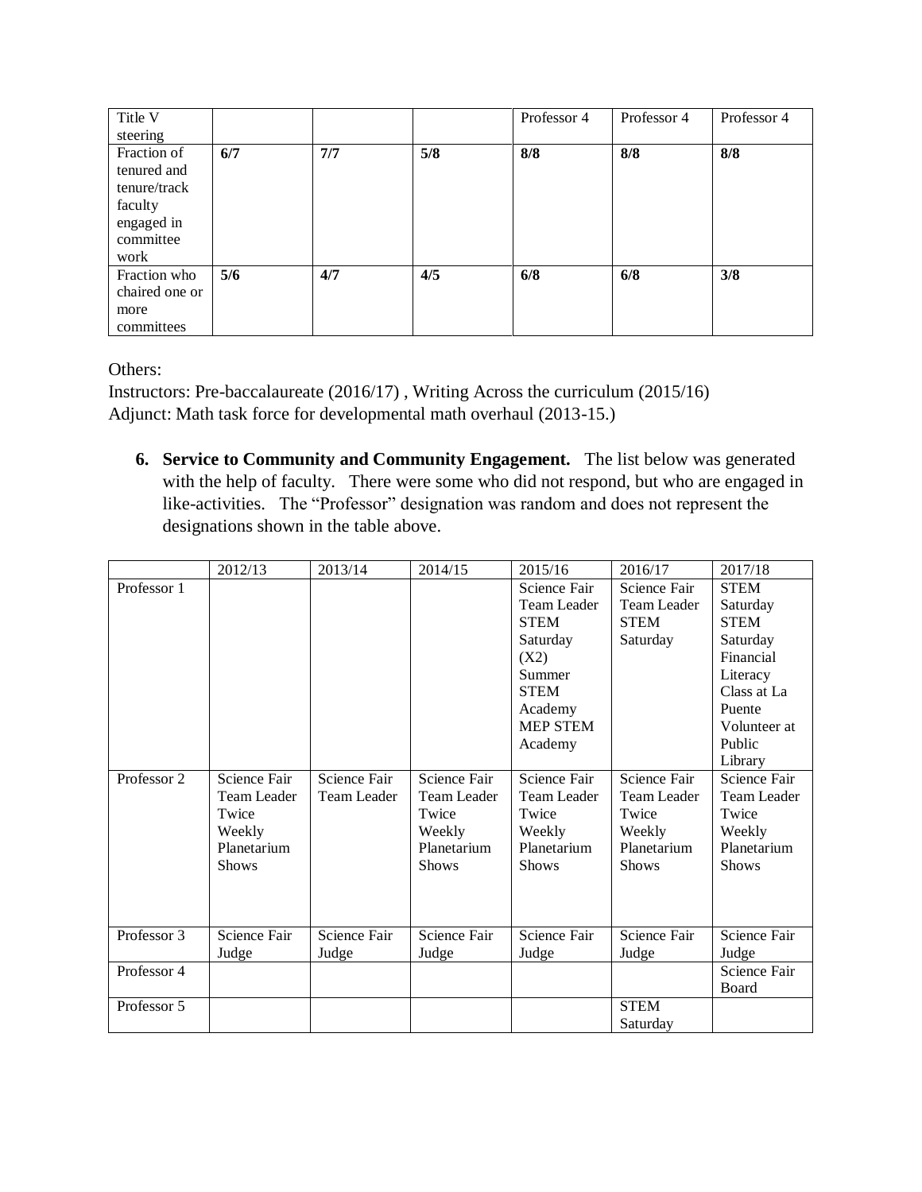| Title V steering | | | | Professor 4 | Professor 4 | Professor 4 |
|---|---|---|---|---|---|---|
| Fraction of tenured and tenure/track faculty engaged in committee work | **6/7** | **7/7** | **5/8** | **8/8** | **8/8** | **8/8** |
| Fraction who chaired one or more committees | **5/6** | **4/7** | **4/5** | **6/8** | **6/8** | **3/8** |

Others:
Instructors: Pre-baccalaureate (2016/17) , Writing Across the curriculum (2015/16)
Adjunct: Math task force for developmental math overhaul (2013-15.)

6. **Service to Community and Community Engagement.** The list below was generated with the help of faculty. There were some who did not respond, but who are engaged in like-activities. The "Professor" designation was random and does not represent the designations shown in the table above.

| | 2012/13 | 2013/14 | 2014/15 | 2015/16 | 2016/17 | 2017/18 |
|---|---|---|---|---|---|---|
| Professor 1 | | | | Science Fair Team Leader STEM Saturday (X2) Summer STEM Academy MEP STEM Academy | Science Fair Team Leader STEM Saturday | STEM Saturday STEM Saturday Financial Literacy Class at La Puente Volunteer at Public Library |
| Professor 2 | Science Fair Team Leader Twice Weekly Planetarium Shows | Science Fair Team Leader | Science Fair Team Leader Twice Weekly Planetarium Shows | Science Fair Team Leader Twice Weekly Planetarium Shows | Science Fair Team Leader Twice Weekly Planetarium Shows | Science Fair Team Leader Twice Weekly Planetarium Shows |
| Professor 3 | Science Fair Judge | Science Fair Judge | Science Fair Judge | Science Fair Judge | Science Fair Judge | Science Fair Judge |
| Professor 4 | | | | | | Science Fair Board |
| Professor 5 | | | | | STEM Saturday | |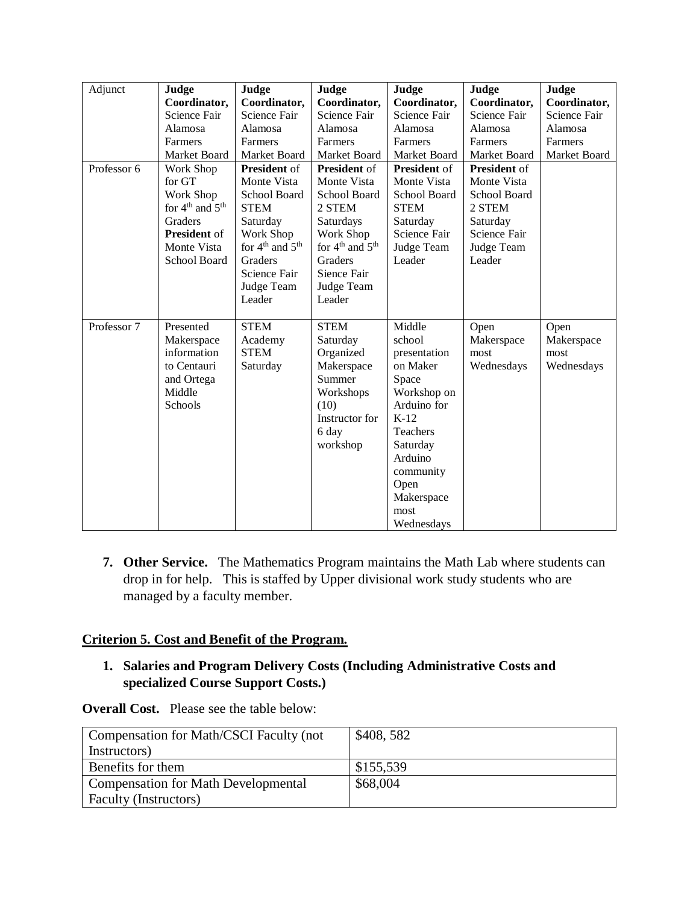| Adjunct | **Judge Coordinator,** Science Fair Alamosa Farmers Market Board | **Judge Coordinator,** Science Fair Alamosa Farmers Market Board | **Judge Coordinator,** Science Fair Alamosa Farmers Market Board | **Judge Coordinator,** Science Fair Alamosa Farmers Market Board | **Judge Coordinator,** Science Fair Alamosa Farmers Market Board | **Judge Coordinator,** Science Fair Alamosa Farmers Market Board |
|---|---|---|---|---|---|---|
| Professor 6 | Work Shop for GT Work Shop for 4th and 5th Graders **President** of Monte Vista School Board | **President** of Monte Vista School Board STEM Saturday Work Shop for 4th and 5th Graders Science Fair Judge Team Leader | **President** of Monte Vista School Board 2 STEM Saturdays Work Shop for 4th and 5th Graders Sience Fair Judge Team Leader | **President** of Monte Vista School Board STEM Saturday Science Fair Judge Team Leader | **President** of Monte Vista School Board 2 STEM Saturday Science Fair Judge Team Leader | |
| Professor 7 | Presented Makerspace information to Centauri and Ortega Middle Schools | STEM Academy STEM Saturday | STEM Saturday Organized Makerspace Summer Workshops (10) Instructor for 6 day workshop | Middle school presentation on Maker Space Workshop on Arduino for K-12 Teachers Saturday Arduino community Open Makerspace most Wednesdays | Open Makerspace most Wednesdays | Open Makerspace most Wednesdays |

7. **Other Service.** The Mathematics Program maintains the Math Lab where students can drop in for help. This is staffed by Upper divisional work study students who are managed by a faculty member.

## Criterion 5. Cost and Benefit of the Program.

1. **Salaries and Program Delivery Costs (Including Administrative Costs and specialized Course Support Costs.)**

**Overall Cost.** Please see the table below:

| Compensation for Math/CSCI Faculty (not Instructors) | $408, 582 |
|---|---|
| Benefits for them | $155,539 |
| Compensation for Math Developmental Faculty (Instructors) | $68,004 |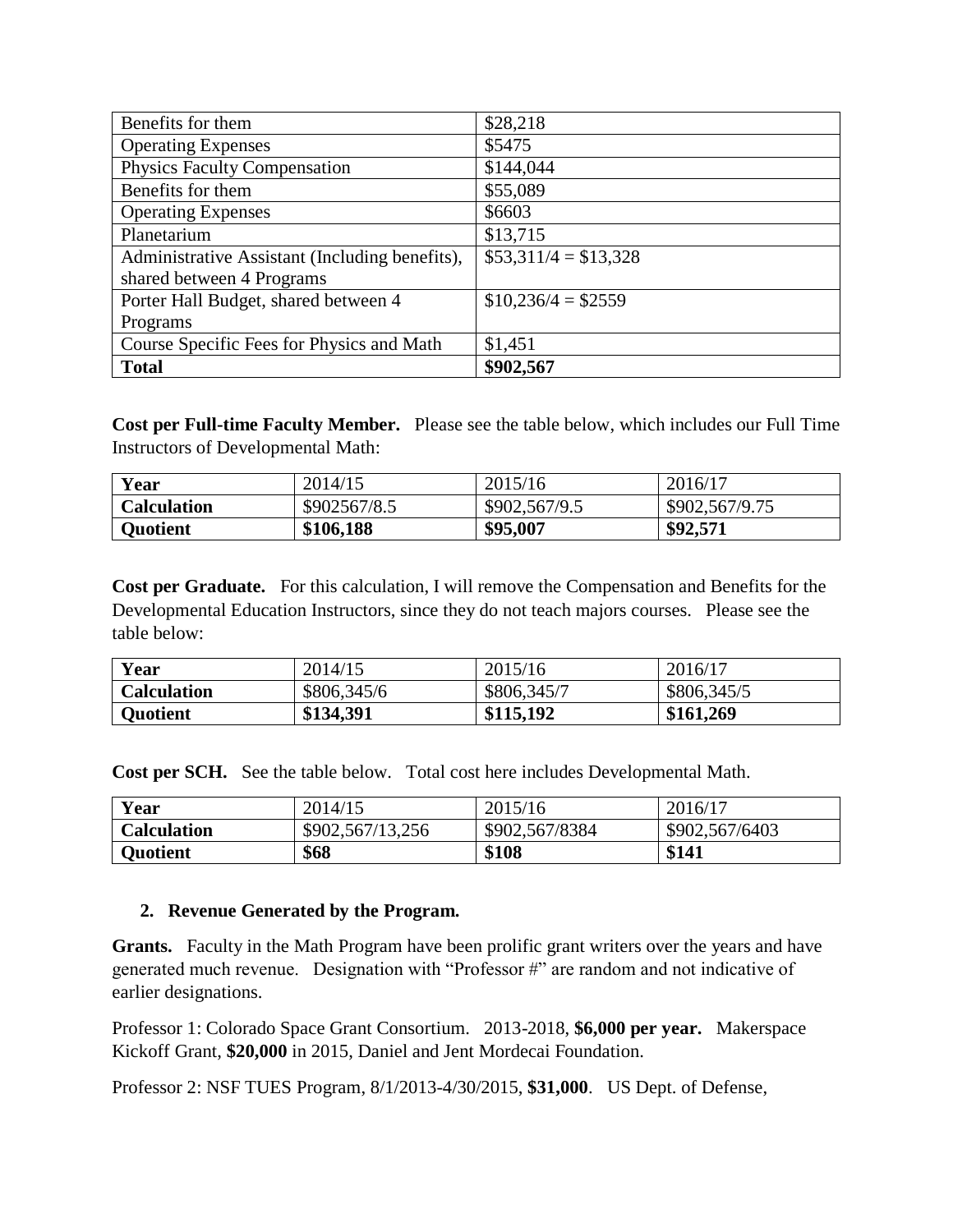| Benefits for them | $28,218 |
| --- | --- |
| Operating Expenses | $5475 |
| Physics Faculty Compensation | $144,044 |
| Benefits for them | $55,089 |
| Operating Expenses | $6603 |
| Planetarium | $13,715 |
| Administrative Assistant (Including benefits), shared between 4 Programs | $53,311/4 = $13,328 |
| Porter Hall Budget, shared between 4 Programs | $10,236/4 = $2559 |
| Course Specific Fees for Physics and Math | $1,451 |
| **Total** | **$902,567** |

**Cost per Full-time Faculty Member.** Please see the table below, which includes our Full Time Instructors of Developmental Math:

| **Year** | 2014/15 | 2015/16 | 2016/17 |
| --- | --- | --- | --- |
| **Calculation** | $902567/8.5 | $902,567/9.5 | $902,567/9.75 |
| **Quotient** | **$106,188** | **$95,007** | **$92,571** |

**Cost per Graduate.** For this calculation, I will remove the Compensation and Benefits for the Developmental Education Instructors, since they do not teach majors courses. Please see the table below:

| **Year** | 2014/15 | 2015/16 | 2016/17 |
| --- | --- | --- | --- |
| **Calculation** | $806,345/6 | $806,345/7 | $806,345/5 |
| **Quotient** | **$134,391** | **$115,192** | **$161,269** |

**Cost per SCH.** See the table below. Total cost here includes Developmental Math.

| **Year** | 2014/15 | 2015/16 | 2016/17 |
| --- | --- | --- | --- |
| **Calculation** | $902,567/13,256 | $902,567/8384 | $902,567/6403 |
| **Quotient** | **$68** | **$108** | **$141** |

2. **Revenue Generated by the Program.**

**Grants.** Faculty in the Math Program have been prolific grant writers over the years and have generated much revenue. Designation with "Professor #" are random and not indicative of earlier designations.

Professor 1: Colorado Space Grant Consortium. 2013-2018, **$6,000 per year.** Makerspace Kickoff Grant, **$20,000** in 2015, Daniel and Jent Mordecai Foundation.

Professor 2: NSF TUES Program, 8/1/2013-4/30/2015, **$31,000**. US Dept. of Defense,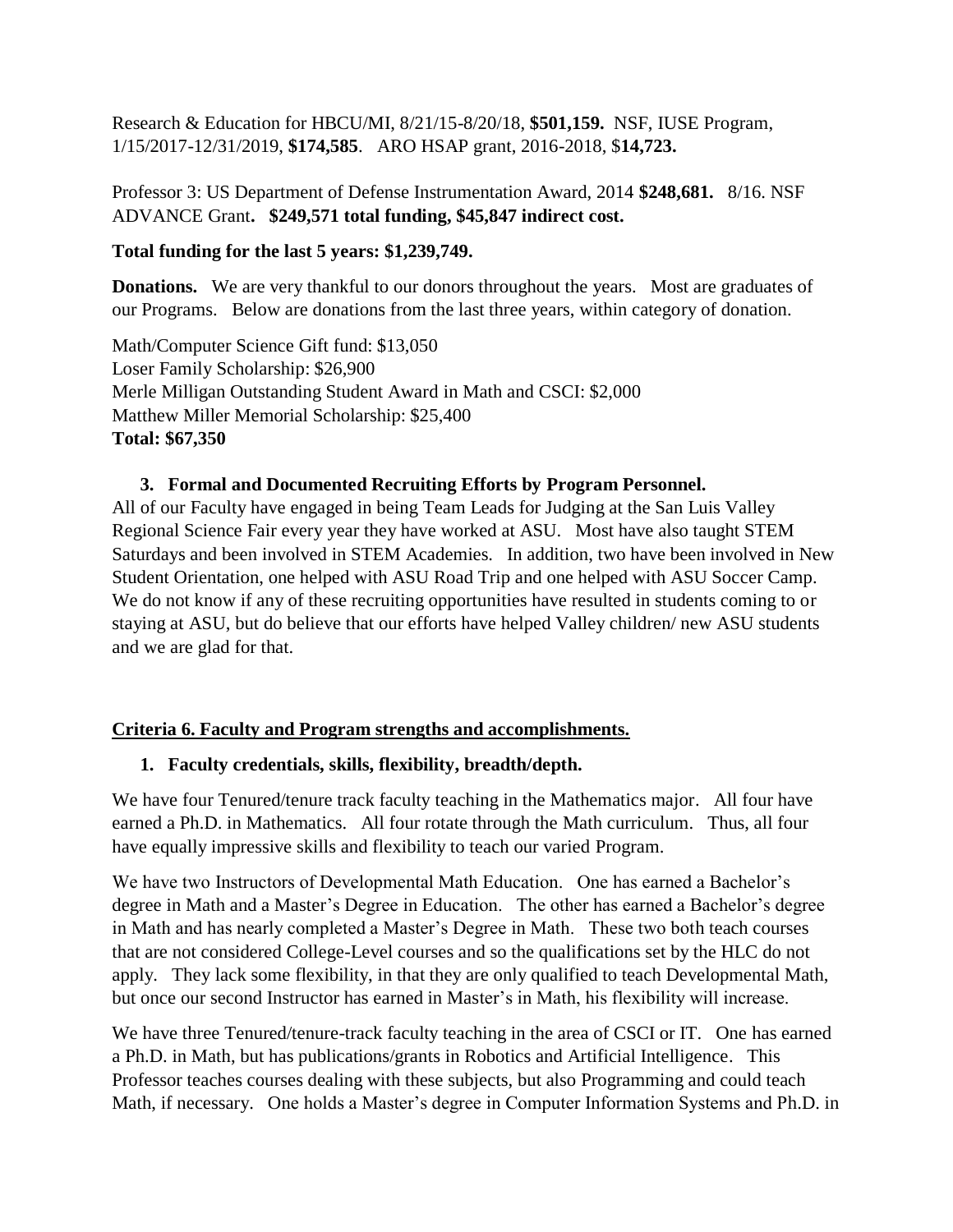Research & Education for HBCU/MI, 8/21/15-8/20/18, **$501,159.** NSF, IUSE Program, 1/15/2017-12/31/2019, **$174,585**. ARO HSAP grant, 2016-2018, $**14,723.**

Professor 3: US Department of Defense Instrumentation Award, 2014 **$248,681.** 8/16. NSF ADVANCE Grant**. $249,571 total funding, $45,847 indirect cost.**

**Total funding for the last 5 years: $1,239,749.**

**Donations.** We are very thankful to our donors throughout the years. Most are graduates of our Programs. Below are donations from the last three years, within category of donation.

Math/Computer Science Gift fund: $13,050
Loser Family Scholarship: $26,900
Merle Milligan Outstanding Student Award in Math and CSCI: $2,000
Matthew Miller Memorial Scholarship: $25,400
**Total: $67,350**

3. **Formal and Documented Recruiting Efforts by Program Personnel.**

All of our Faculty have engaged in being Team Leads for Judging at the San Luis Valley Regional Science Fair every year they have worked at ASU. Most have also taught STEM Saturdays and been involved in STEM Academies. In addition, two have been involved in New Student Orientation, one helped with ASU Road Trip and one helped with ASU Soccer Camp. We do not know if any of these recruiting opportunities have resulted in students coming to or staying at ASU, but do believe that our efforts have helped Valley children/ new ASU students and we are glad for that.

## Criteria 6. Faculty and Program strengths and accomplishments.

1. **Faculty credentials, skills, flexibility, breadth/depth.**

We have four Tenured/tenure track faculty teaching in the Mathematics major. All four have earned a Ph.D. in Mathematics. All four rotate through the Math curriculum. Thus, all four have equally impressive skills and flexibility to teach our varied Program.

We have two Instructors of Developmental Math Education. One has earned a Bachelor's degree in Math and a Master's Degree in Education. The other has earned a Bachelor's degree in Math and has nearly completed a Master's Degree in Math. These two both teach courses that are not considered College-Level courses and so the qualifications set by the HLC do not apply. They lack some flexibility, in that they are only qualified to teach Developmental Math, but once our second Instructor has earned in Master's in Math, his flexibility will increase.

We have three Tenured/tenure-track faculty teaching in the area of CSCI or IT. One has earned a Ph.D. in Math, but has publications/grants in Robotics and Artificial Intelligence. This Professor teaches courses dealing with these subjects, but also Programming and could teach Math, if necessary. One holds a Master's degree in Computer Information Systems and Ph.D. in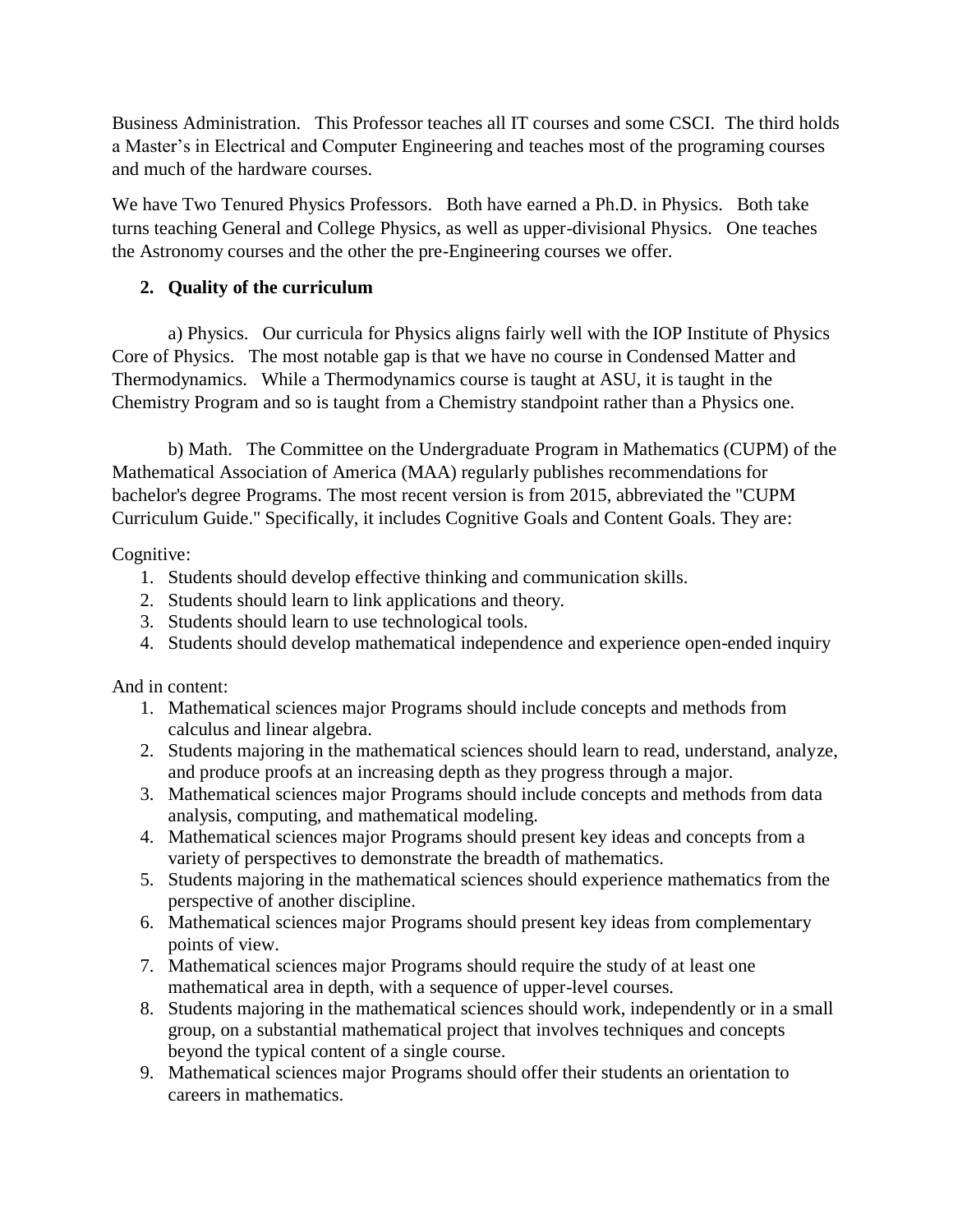Business Administration. This Professor teaches all IT courses and some CSCI. The third holds a Master's in Electrical and Computer Engineering and teaches most of the programing courses and much of the hardware courses.

We have Two Tenured Physics Professors. Both have earned a Ph.D. in Physics. Both take turns teaching General and College Physics, as well as upper-divisional Physics. One teaches the Astronomy courses and the other the pre-Engineering courses we offer.

2. **Quality of the curriculum**

a) Physics. Our curricula for Physics aligns fairly well with the IOP Institute of Physics Core of Physics. The most notable gap is that we have no course in Condensed Matter and Thermodynamics. While a Thermodynamics course is taught at ASU, it is taught in the Chemistry Program and so is taught from a Chemistry standpoint rather than a Physics one.

b) Math. The Committee on the Undergraduate Program in Mathematics (CUPM) of the Mathematical Association of America (MAA) regularly publishes recommendations for bachelor's degree Programs. The most recent version is from 2015, abbreviated the "CUPM Curriculum Guide." Specifically, it includes Cognitive Goals and Content Goals. They are:

Cognitive:

1. Students should develop effective thinking and communication skills.
2. Students should learn to link applications and theory.
3. Students should learn to use technological tools.
4. Students should develop mathematical independence and experience open-ended inquiry

And in content:

1. Mathematical sciences major Programs should include concepts and methods from calculus and linear algebra.
2. Students majoring in the mathematical sciences should learn to read, understand, analyze, and produce proofs at an increasing depth as they progress through a major.
3. Mathematical sciences major Programs should include concepts and methods from data analysis, computing, and mathematical modeling.
4. Mathematical sciences major Programs should present key ideas and concepts from a variety of perspectives to demonstrate the breadth of mathematics.
5. Students majoring in the mathematical sciences should experience mathematics from the perspective of another discipline.
6. Mathematical sciences major Programs should present key ideas from complementary points of view.
7. Mathematical sciences major Programs should require the study of at least one mathematical area in depth, with a sequence of upper-level courses.
8. Students majoring in the mathematical sciences should work, independently or in a small group, on a substantial mathematical project that involves techniques and concepts beyond the typical content of a single course.
9. Mathematical sciences major Programs should offer their students an orientation to careers in mathematics.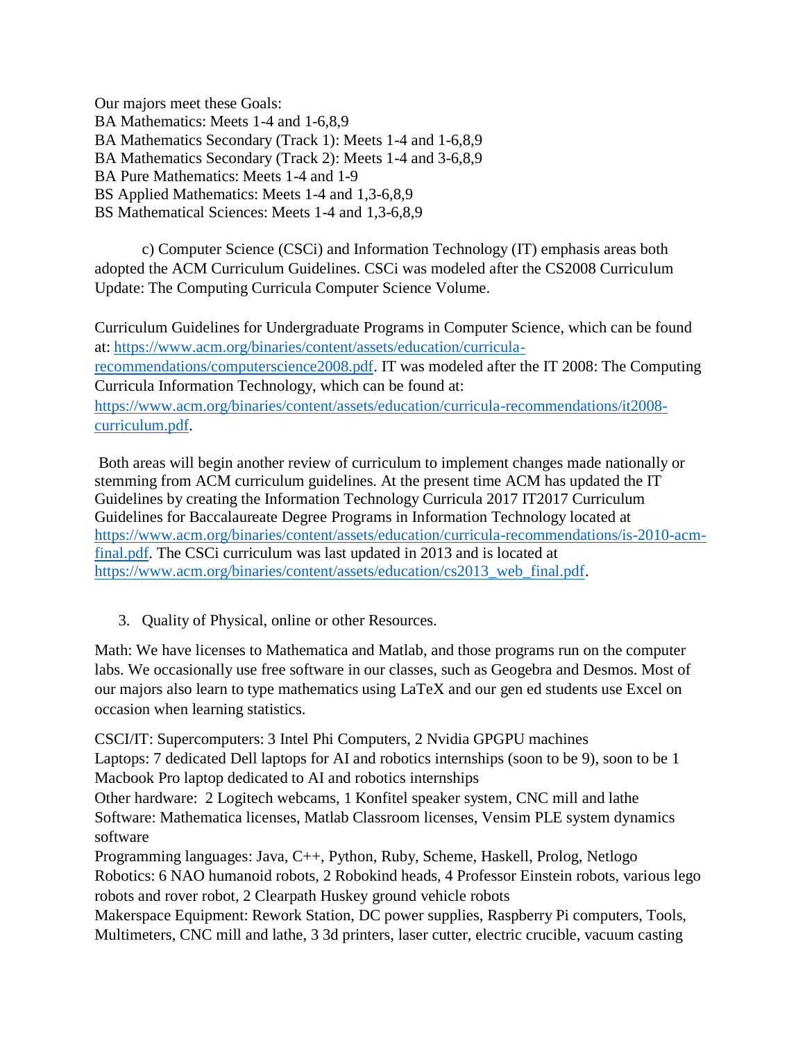Our majors meet these Goals:
BA Mathematics: Meets 1-4 and 1-6,8,9
BA Mathematics Secondary (Track 1): Meets 1-4 and 1-6,8,9
BA Mathematics Secondary (Track 2): Meets 1-4 and 3-6,8,9
BA Pure Mathematics: Meets 1-4 and 1-9
BS Applied Mathematics: Meets 1-4 and 1,3-6,8,9
BS Mathematical Sciences: Meets 1-4 and 1,3-6,8,9

c) Computer Science (CSCi) and Information Technology (IT) emphasis areas both adopted the ACM Curriculum Guidelines. CSCi was modeled after the CS2008 Curriculum Update: The Computing Curricula Computer Science Volume.

Curriculum Guidelines for Undergraduate Programs in Computer Science, which can be found at: https://www.acm.org/binaries/content/assets/education/curricula-recommendations/computerscience2008.pdf. IT was modeled after the IT 2008: The Computing Curricula Information Technology, which can be found at: https://www.acm.org/binaries/content/assets/education/curricula-recommendations/it2008-curriculum.pdf.

Both areas will begin another review of curriculum to implement changes made nationally or stemming from ACM curriculum guidelines. At the present time ACM has updated the IT Guidelines by creating the Information Technology Curricula 2017 IT2017 Curriculum Guidelines for Baccalaureate Degree Programs in Information Technology located at https://www.acm.org/binaries/content/assets/education/curricula-recommendations/is-2010-acm-final.pdf. The CSCi curriculum was last updated in 2013 and is located at https://www.acm.org/binaries/content/assets/education/cs2013_web_final.pdf.

3. Quality of Physical, online or other Resources.

Math: We have licenses to Mathematica and Matlab, and those programs run on the computer labs. We occasionally use free software in our classes, such as Geogebra and Desmos. Most of our majors also learn to type mathematics using LaTeX and our gen ed students use Excel on occasion when learning statistics.

CSCI/IT: Supercomputers: 3 Intel Phi Computers, 2 Nvidia GPGPU machines
Laptops: 7 dedicated Dell laptops for AI and robotics internships (soon to be 9), soon to be 1 Macbook Pro laptop dedicated to AI and robotics internships
Other hardware: 2 Logitech webcams, 1 Konfitel speaker system, CNC mill and lathe
Software: Mathematica licenses, Matlab Classroom licenses, Vensim PLE system dynamics software
Programming languages: Java, C++, Python, Ruby, Scheme, Haskell, Prolog, Netlogo
Robotics: 6 NAO humanoid robots, 2 Robokind heads, 4 Professor Einstein robots, various lego robots and rover robot, 2 Clearpath Huskey ground vehicle robots
Makerspace Equipment: Rework Station, DC power supplies, Raspberry Pi computers, Tools, Multimeters, CNC mill and lathe, 3 3d printers, laser cutter, electric crucible, vacuum casting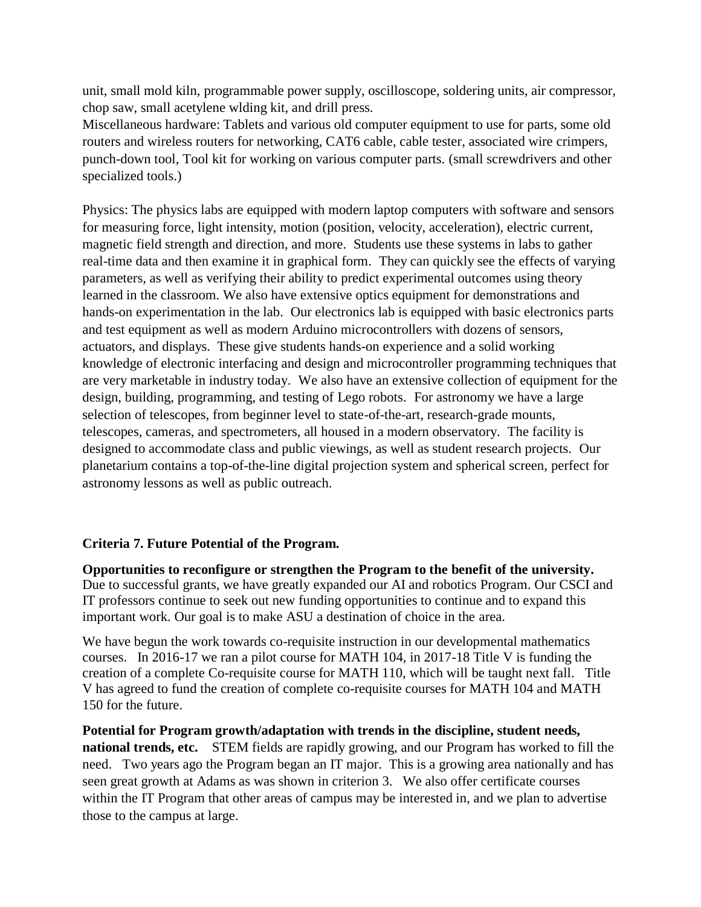unit, small mold kiln, programmable power supply, oscilloscope, soldering units, air compressor, chop saw, small acetylene wlding kit, and drill press.
Miscellaneous hardware: Tablets and various old computer equipment to use for parts, some old routers and wireless routers for networking, CAT6 cable, cable tester, associated wire crimpers, punch-down tool, Tool kit for working on various computer parts. (small screwdrivers and other specialized tools.)

Physics: The physics labs are equipped with modern laptop computers with software and sensors for measuring force, light intensity, motion (position, velocity, acceleration), electric current, magnetic field strength and direction, and more. Students use these systems in labs to gather real-time data and then examine it in graphical form. They can quickly see the effects of varying parameters, as well as verifying their ability to predict experimental outcomes using theory learned in the classroom. We also have extensive optics equipment for demonstrations and hands-on experimentation in the lab. Our electronics lab is equipped with basic electronics parts and test equipment as well as modern Arduino microcontrollers with dozens of sensors, actuators, and displays. These give students hands-on experience and a solid working knowledge of electronic interfacing and design and microcontroller programming techniques that are very marketable in industry today. We also have an extensive collection of equipment for the design, building, programming, and testing of Lego robots. For astronomy we have a large selection of telescopes, from beginner level to state-of-the-art, research-grade mounts, telescopes, cameras, and spectrometers, all housed in a modern observatory. The facility is designed to accommodate class and public viewings, as well as student research projects. Our planetarium contains a top-of-the-line digital projection system and spherical screen, perfect for astronomy lessons as well as public outreach.

## Criteria 7. Future Potential of the Program.

**Opportunities to reconfigure or strengthen the Program to the benefit of the university.** Due to successful grants, we have greatly expanded our AI and robotics Program. Our CSCI and IT professors continue to seek out new funding opportunities to continue and to expand this important work. Our goal is to make ASU a destination of choice in the area.

We have begun the work towards co-requisite instruction in our developmental mathematics courses. In 2016-17 we ran a pilot course for MATH 104, in 2017-18 Title V is funding the creation of a complete Co-requisite course for MATH 110, which will be taught next fall. Title V has agreed to fund the creation of complete co-requisite courses for MATH 104 and MATH 150 for the future.

**Potential for Program growth/adaptation with trends in the discipline, student needs, national trends, etc.** STEM fields are rapidly growing, and our Program has worked to fill the need. Two years ago the Program began an IT major. This is a growing area nationally and has seen great growth at Adams as was shown in criterion 3. We also offer certificate courses within the IT Program that other areas of campus may be interested in, and we plan to advertise those to the campus at large.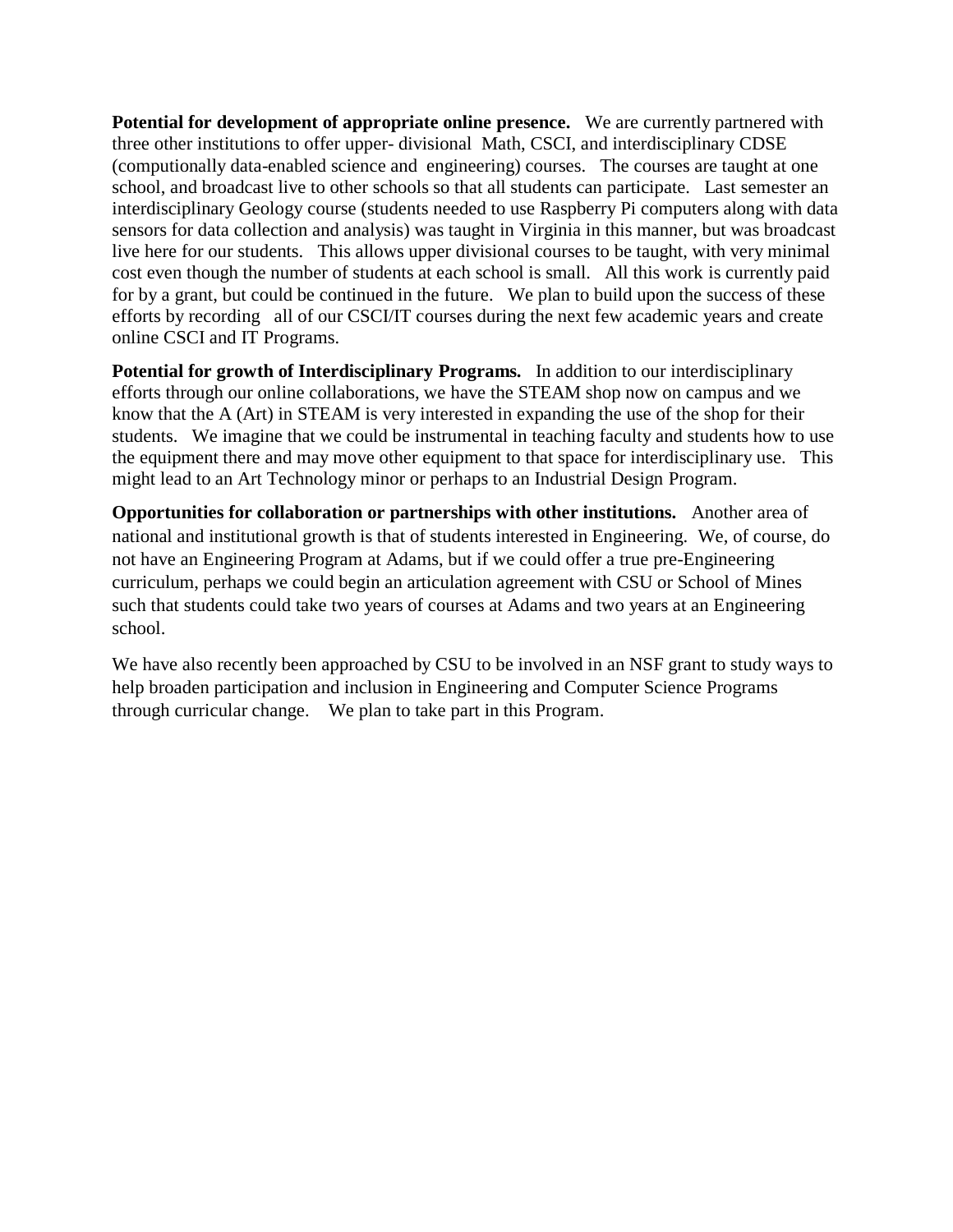**Potential for development of appropriate online presence.** We are currently partnered with three other institutions to offer upper- divisional Math, CSCI, and interdisciplinary CDSE (computionally data-enabled science and engineering) courses. The courses are taught at one school, and broadcast live to other schools so that all students can participate. Last semester an interdisciplinary Geology course (students needed to use Raspberry Pi computers along with data sensors for data collection and analysis) was taught in Virginia in this manner, but was broadcast live here for our students. This allows upper divisional courses to be taught, with very minimal cost even though the number of students at each school is small. All this work is currently paid for by a grant, but could be continued in the future. We plan to build upon the success of these efforts by recording all of our CSCI/IT courses during the next few academic years and create online CSCI and IT Programs.

**Potential for growth of Interdisciplinary Programs.** In addition to our interdisciplinary efforts through our online collaborations, we have the STEAM shop now on campus and we know that the A (Art) in STEAM is very interested in expanding the use of the shop for their students. We imagine that we could be instrumental in teaching faculty and students how to use the equipment there and may move other equipment to that space for interdisciplinary use. This might lead to an Art Technology minor or perhaps to an Industrial Design Program.

**Opportunities for collaboration or partnerships with other institutions.** Another area of national and institutional growth is that of students interested in Engineering. We, of course, do not have an Engineering Program at Adams, but if we could offer a true pre-Engineering curriculum, perhaps we could begin an articulation agreement with CSU or School of Mines such that students could take two years of courses at Adams and two years at an Engineering school.

We have also recently been approached by CSU to be involved in an NSF grant to study ways to help broaden participation and inclusion in Engineering and Computer Science Programs through curricular change. We plan to take part in this Program.